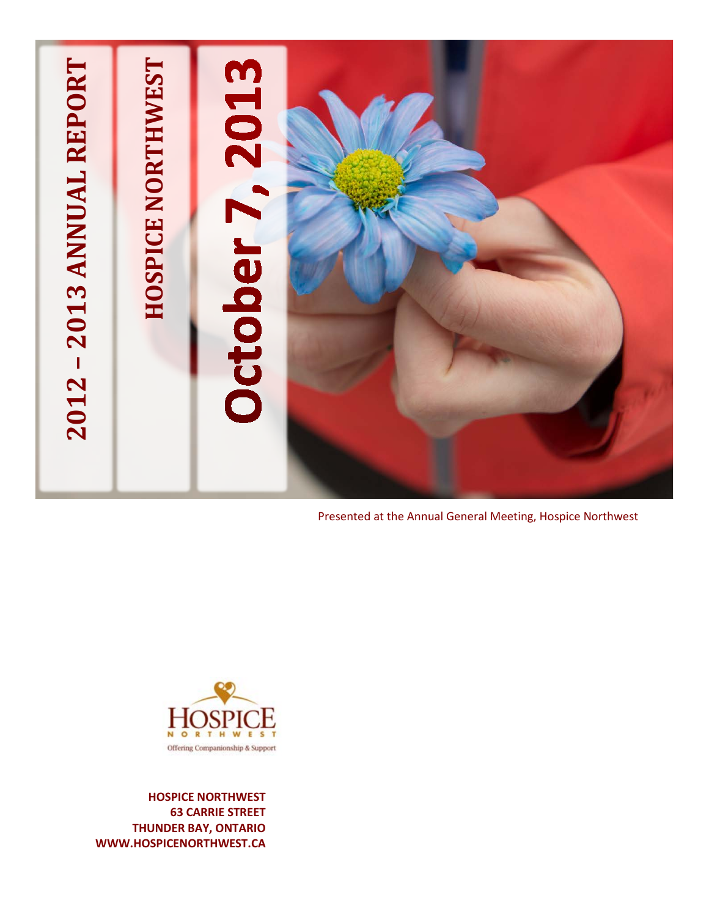# 2012 – 2013 ANNUAL REPORT

# HOSPICE NORTHWEST

# October 7, 2013

Presented at the Annual General Meeting, Hospice Northwest

HOSPICE NORTHWEST

Offering Companionship & Support

**HOSPICE NORTHWEST**
**63 CARRIE STREET**
**THUNDER BAY, ONTARIO**
**WWW.HOSPICENORTHWEST.CA**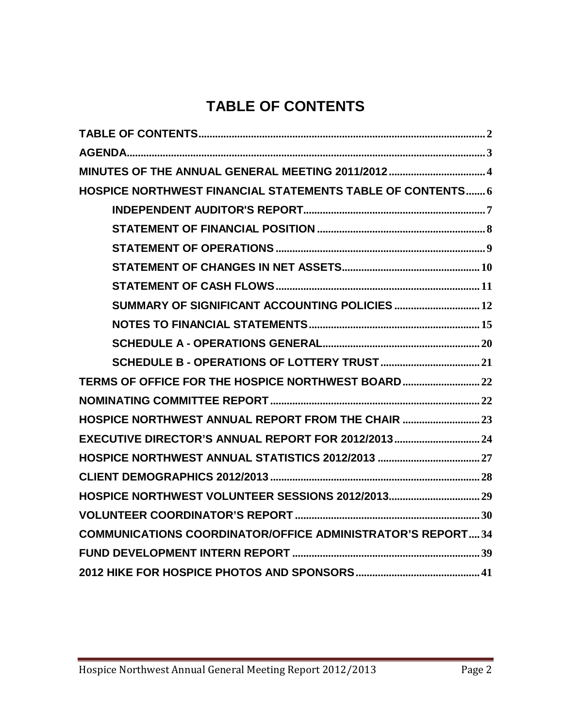# TABLE OF CONTENTS

- TABLE OF CONTENTS .......... 2
- AGENDA .......... 3
- MINUTES OF THE ANNUAL GENERAL MEETING 2011/2012 .......... 4
- HOSPICE NORTHWEST FINANCIAL STATEMENTS TABLE OF CONTENTS .......... 6
  - INDEPENDENT AUDITOR'S REPORT .......... 7
  - STATEMENT OF FINANCIAL POSITION .......... 8
  - STATEMENT OF OPERATIONS .......... 9
  - STATEMENT OF CHANGES IN NET ASSETS .......... 10
  - STATEMENT OF CASH FLOWS .......... 11
  - SUMMARY OF SIGNIFICANT ACCOUNTING POLICIES .......... 12
  - NOTES TO FINANCIAL STATEMENTS .......... 15
  - SCHEDULE A - OPERATIONS GENERAL .......... 20
  - SCHEDULE B - OPERATIONS OF LOTTERY TRUST .......... 21
- TERMS OF OFFICE FOR THE HOSPICE NORTHWEST BOARD .......... 22
- NOMINATING COMMITTEE REPORT .......... 22
- HOSPICE NORTHWEST ANNUAL REPORT FROM THE CHAIR .......... 23
- EXECUTIVE DIRECTOR'S ANNUAL REPORT FOR 2012/2013 .......... 24
- HOSPICE NORTHWEST ANNUAL STATISTICS 2012/2013 .......... 27
- CLIENT DEMOGRAPHICS 2012/2013 .......... 28
- HOSPICE NORTHWEST VOLUNTEER SESSIONS 2012/2013 .......... 29
- VOLUNTEER COORDINATOR'S REPORT .......... 30
- COMMUNICATIONS COORDINATOR/OFFICE ADMINISTRATOR'S REPORT .......... 34
- FUND DEVELOPMENT INTERN REPORT .......... 39
- 2012 HIKE FOR HOSPICE PHOTOS AND SPONSORS .......... 41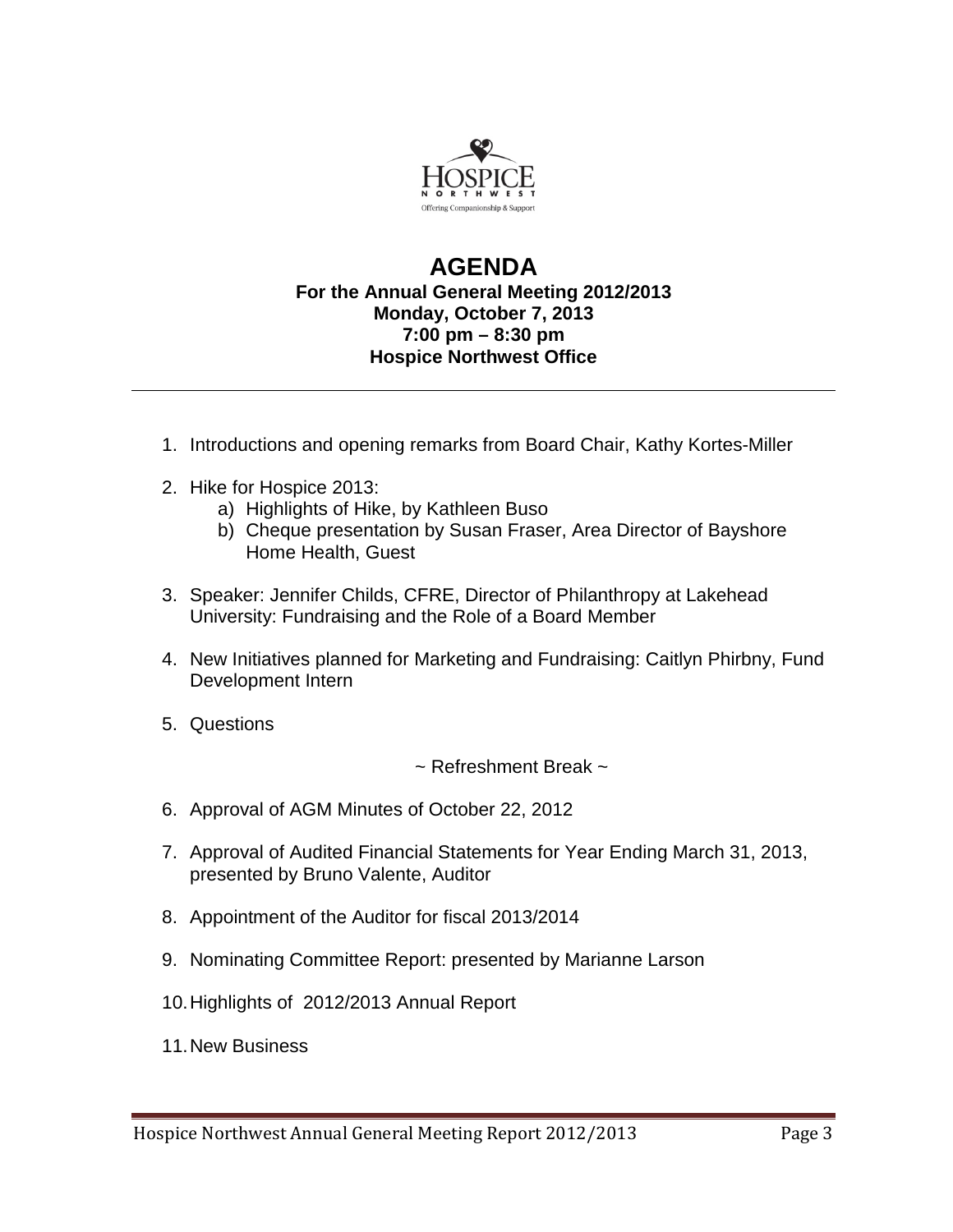# AGENDA

**For the Annual General Meeting 2012/2013**
**Monday, October 7, 2013**
**7:00 pm – 8:30 pm**
**Hospice Northwest Office**

---

1. Introductions and opening remarks from Board Chair, Kathy Kortes-Miller
2. Hike for Hospice 2013:
   a) Highlights of Hike, by Kathleen Buso
   b) Cheque presentation by Susan Fraser, Area Director of Bayshore Home Health, Guest
3. Speaker: Jennifer Childs, CFRE, Director of Philanthropy at Lakehead University: Fundraising and the Role of a Board Member
4. New Initiatives planned for Marketing and Fundraising: Caitlyn Phirbny, Fund Development Intern
5. Questions

~ Refreshment Break ~

6. Approval of AGM Minutes of October 22, 2012
7. Approval of Audited Financial Statements for Year Ending March 31, 2013, presented by Bruno Valente, Auditor
8. Appointment of the Auditor for fiscal 2013/2014
9. Nominating Committee Report: presented by Marianne Larson
10. Highlights of 2012/2013 Annual Report
11. New Business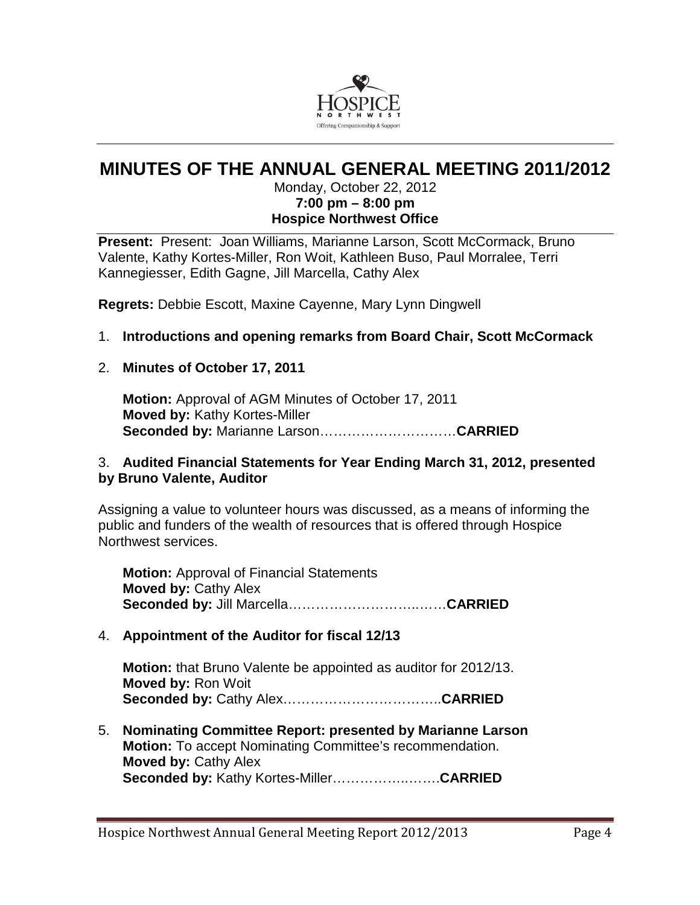# MINUTES OF THE ANNUAL GENERAL MEETING 2011/2012

Monday, October 22, 2012
**7:00 pm – 8:00 pm**
**Hospice Northwest Office**

**Present:** Present: Joan Williams, Marianne Larson, Scott McCormack, Bruno Valente, Kathy Kortes-Miller, Ron Woit, Kathleen Buso, Paul Morralee, Terri Kannegiesser, Edith Gagne, Jill Marcella, Cathy Alex

**Regrets:** Debbie Escott, Maxine Cayenne, Mary Lynn Dingwell

1. **Introductions and opening remarks from Board Chair, Scott McCormack**

2. **Minutes of October 17, 2011**

   **Motion:** Approval of AGM Minutes of October 17, 2011
   **Moved by:** Kathy Kortes-Miller
   **Seconded by:** Marianne Larson…………………………**CARRIED**

3. **Audited Financial Statements for Year Ending March 31, 2012, presented by Bruno Valente, Auditor**

Assigning a value to volunteer hours was discussed, as a means of informing the public and funders of the wealth of resources that is offered through Hospice Northwest services.

   **Motion:** Approval of Financial Statements
   **Moved by:** Cathy Alex
   **Seconded by:** Jill Marcella……………………….……**CARRIED**

4. **Appointment of the Auditor for fiscal 12/13**

   **Motion:** that Bruno Valente be appointed as auditor for 2012/13.
   **Moved by:** Ron Woit
   **Seconded by:** Cathy Alex……………………………..**CARRIED**

5. **Nominating Committee Report: presented by Marianne Larson**
   **Motion:** To accept Nominating Committee's recommendation.
   **Moved by:** Cathy Alex
   **Seconded by:** Kathy Kortes-Miller…………….…….**CARRIED**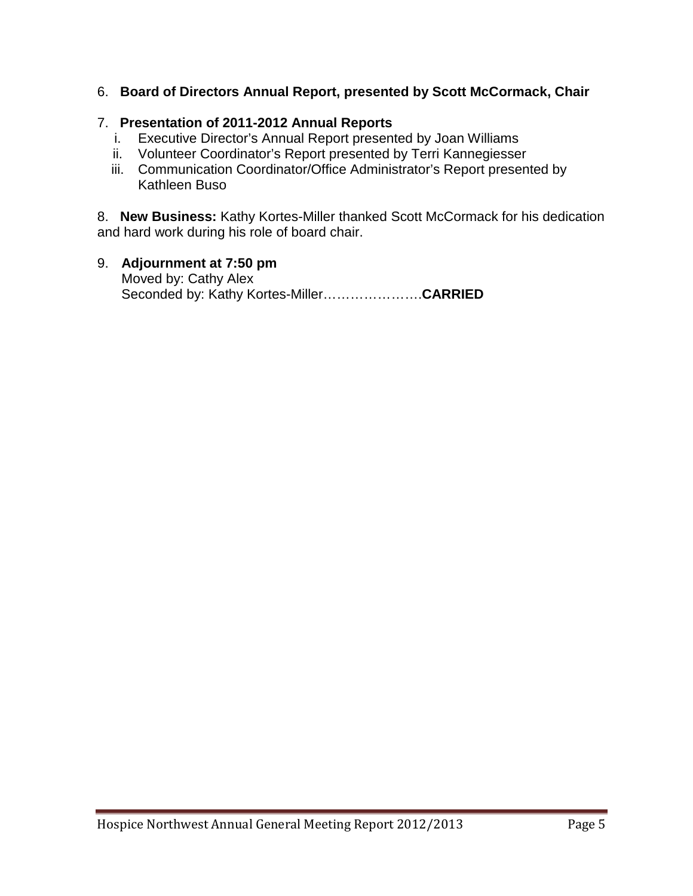6. **Board of Directors Annual Report, presented by Scott McCormack, Chair**

7. **Presentation of 2011-2012 Annual Reports**
   i. Executive Director's Annual Report presented by Joan Williams
   ii. Volunteer Coordinator's Report presented by Terri Kannegiesser
   iii. Communication Coordinator/Office Administrator's Report presented by Kathleen Buso

8. **New Business:** Kathy Kortes-Miller thanked Scott McCormack for his dedication and hard work during his role of board chair.

9. **Adjournment at 7:50 pm**
   Moved by: Cathy Alex
   Seconded by: Kathy Kortes-Miller………………….**CARRIED**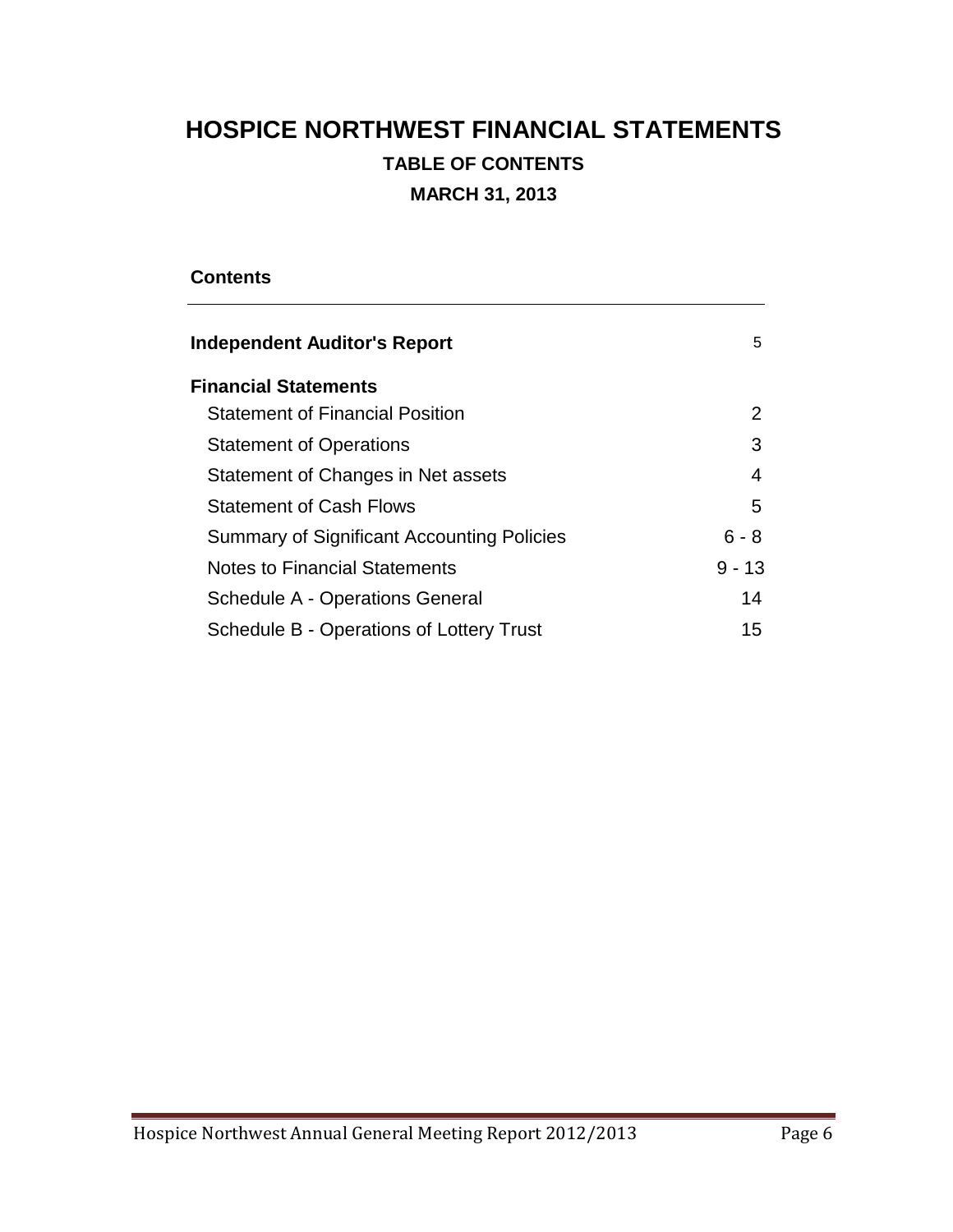# HOSPICE NORTHWEST FINANCIAL STATEMENTS

## TABLE OF CONTENTS

## MARCH 31, 2013

**Contents**

| | |
|---|---|
| **Independent Auditor's Report** | 5 |
| **Financial Statements** | |
| Statement of Financial Position | 2 |
| Statement of Operations | 3 |
| Statement of Changes in Net assets | 4 |
| Statement of Cash Flows | 5 |
| Summary of Significant Accounting Policies | 6 - 8 |
| Notes to Financial Statements | 9 - 13 |
| Schedule A - Operations General | 14 |
| Schedule B - Operations of Lottery Trust | 15 |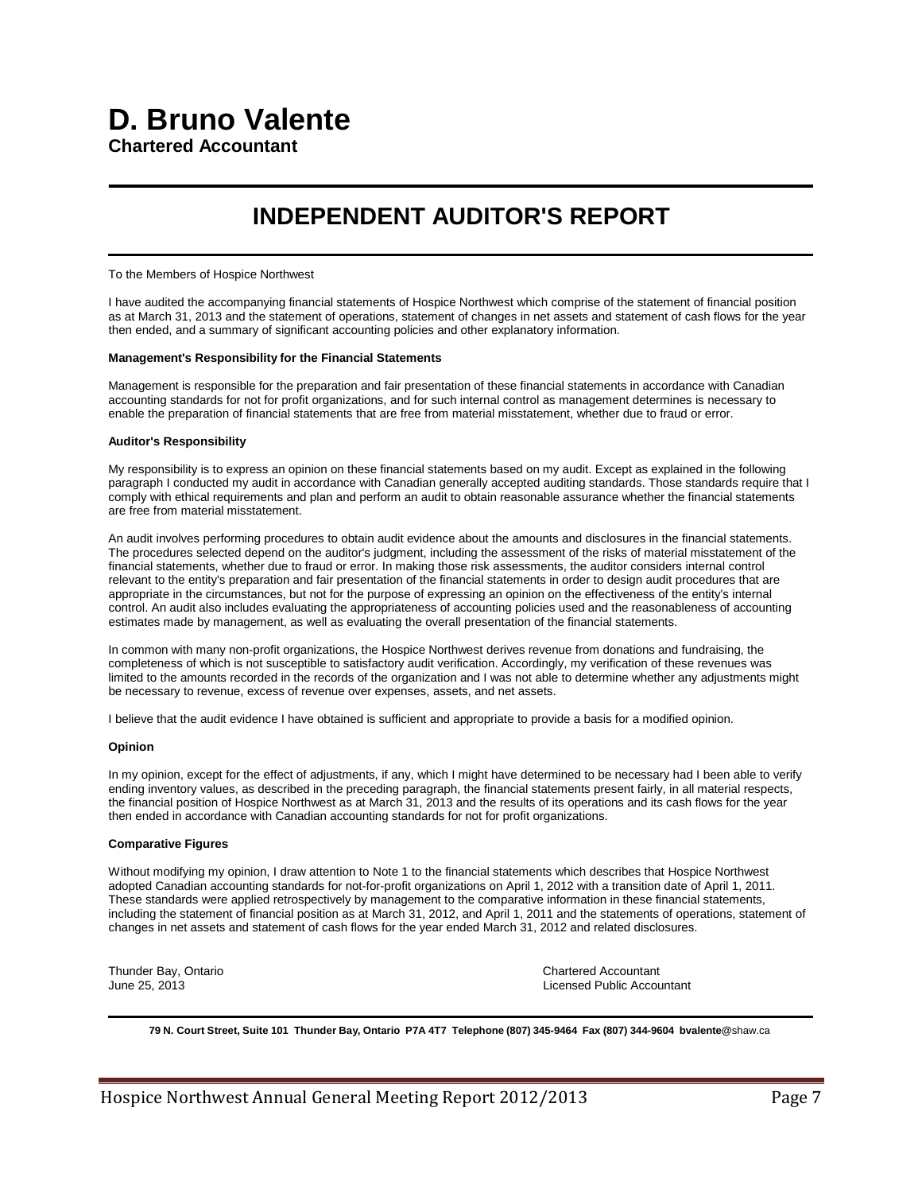# D. Bruno Valente

**Chartered Accountant**

## INDEPENDENT AUDITOR'S REPORT

To the Members of Hospice Northwest

I have audited the accompanying financial statements of Hospice Northwest which comprise of the statement of financial position as at March 31, 2013 and the statement of operations, statement of changes in net assets and statement of cash flows for the year then ended, and a summary of significant accounting policies and other explanatory information.

**Management's Responsibility for the Financial Statements**

Management is responsible for the preparation and fair presentation of these financial statements in accordance with Canadian accounting standards for not for profit organizations, and for such internal control as management determines is necessary to enable the preparation of financial statements that are free from material misstatement, whether due to fraud or error.

**Auditor's Responsibility**

My responsibility is to express an opinion on these financial statements based on my audit. Except as explained in the following paragraph I conducted my audit in accordance with Canadian generally accepted auditing standards. Those standards require that I comply with ethical requirements and plan and perform an audit to obtain reasonable assurance whether the financial statements are free from material misstatement.

An audit involves performing procedures to obtain audit evidence about the amounts and disclosures in the financial statements. The procedures selected depend on the auditor's judgment, including the assessment of the risks of material misstatement of the financial statements, whether due to fraud or error. In making those risk assessments, the auditor considers internal control relevant to the entity's preparation and fair presentation of the financial statements in order to design audit procedures that are appropriate in the circumstances, but not for the purpose of expressing an opinion on the effectiveness of the entity's internal control. An audit also includes evaluating the appropriateness of accounting policies used and the reasonableness of accounting estimates made by management, as well as evaluating the overall presentation of the financial statements.

In common with many non-profit organizations, the Hospice Northwest derives revenue from donations and fundraising, the completeness of which is not susceptible to satisfactory audit verification. Accordingly, my verification of these revenues was limited to the amounts recorded in the records of the organization and I was not able to determine whether any adjustments might be necessary to revenue, excess of revenue over expenses, assets, and net assets.

I believe that the audit evidence I have obtained is sufficient and appropriate to provide a basis for a modified opinion.

**Opinion**

In my opinion, except for the effect of adjustments, if any, which I might have determined to be necessary had I been able to verify ending inventory values, as described in the preceding paragraph, the financial statements present fairly, in all material respects, the financial position of Hospice Northwest as at March 31, 2013 and the results of its operations and its cash flows for the year then ended in accordance with Canadian accounting standards for not for profit organizations.

**Comparative Figures**

Without modifying my opinion, I draw attention to Note 1 to the financial statements which describes that Hospice Northwest adopted Canadian accounting standards for not-for-profit organizations on April 1, 2012 with a transition date of April 1, 2011. These standards were applied retrospectively by management to the comparative information in these financial statements, including the statement of financial position as at March 31, 2012, and April 1, 2011 and the statements of operations, statement of changes in net assets and statement of cash flows for the year ended March 31, 2012 and related disclosures.

Thunder Bay, Ontario
June 25, 2013

Chartered Accountant
Licensed Public Accountant

**79 N. Court Street, Suite 101 Thunder Bay, Ontario P7A 4T7 Telephone (807) 345-9464 Fax (807) 344-9604 bvalente**@shaw.ca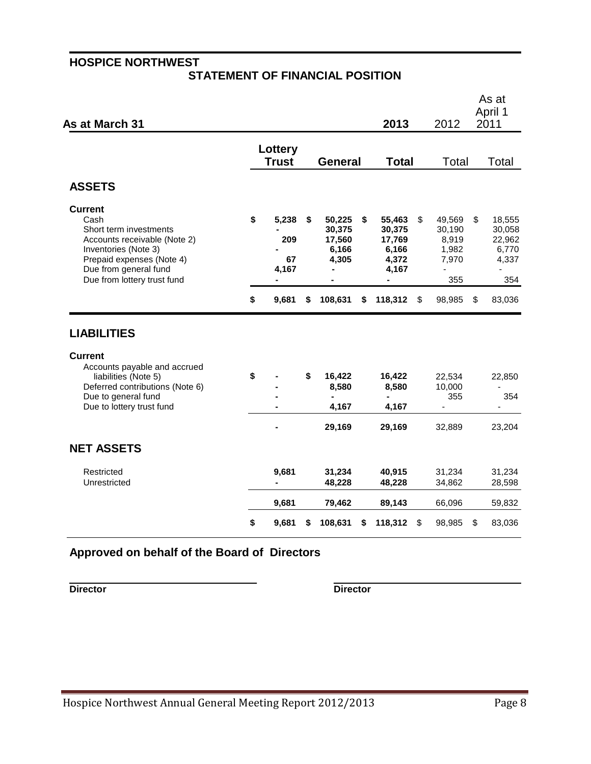# HOSPICE NORTHWEST

## STATEMENT OF FINANCIAL POSITION

| As at March 31 | 2013 | | | 2012 | As at April 1 2011 |
|---|---|---|---|---|---|
| | Lottery Trust | General | Total | Total | Total |
| **ASSETS** | | | | | |
| **Current** | | | | | |
| Cash | $ 5,238 | $ 50,225 | $ 55,463 | $ 49,569 | $ 18,555 |
| Short term investments | - | 30,375 | 30,375 | 30,190 | 30,058 |
| Accounts receivable (Note 2) | 209 | 17,560 | 17,769 | 8,919 | 22,962 |
| Inventories (Note 3) | - | 6,166 | 6,166 | 1,982 | 6,770 |
| Prepaid expenses (Note 4) | 67 | 4,305 | 4,372 | 7,970 | 4,337 |
| Due from general fund | 4,167 | - | 4,167 | - | - |
| Due from lottery trust fund | - | - | - | 355 | 354 |
| | $ 9,681 | $ 108,631 | $ 118,312 | $ 98,985 | $ 83,036 |
| **LIABILITIES** | | | | | |
| **Current** | | | | | |
| Accounts payable and accrued liabilities (Note 5) | $ - | $ 16,422 | 16,422 | 22,534 | 22,850 |
| Deferred contributions (Note 6) | - | 8,580 | 8,580 | 10,000 | - |
| Due to general fund | - | - | - | 355 | 354 |
| Due to lottery trust fund | - | 4,167 | 4,167 | - | - |
| | - | 29,169 | 29,169 | 32,889 | 23,204 |
| **NET ASSETS** | | | | | |
| Restricted | 9,681 | 31,234 | 40,915 | 31,234 | 31,234 |
| Unrestricted | - | 48,228 | 48,228 | 34,862 | 28,598 |
| | 9,681 | 79,462 | 89,143 | 66,096 | 59,832 |
| | $ 9,681 | $ 108,631 | $ 118,312 | $ 98,985 | $ 83,036 |

### Approved on behalf of the Board of Directors

**Director** **Director**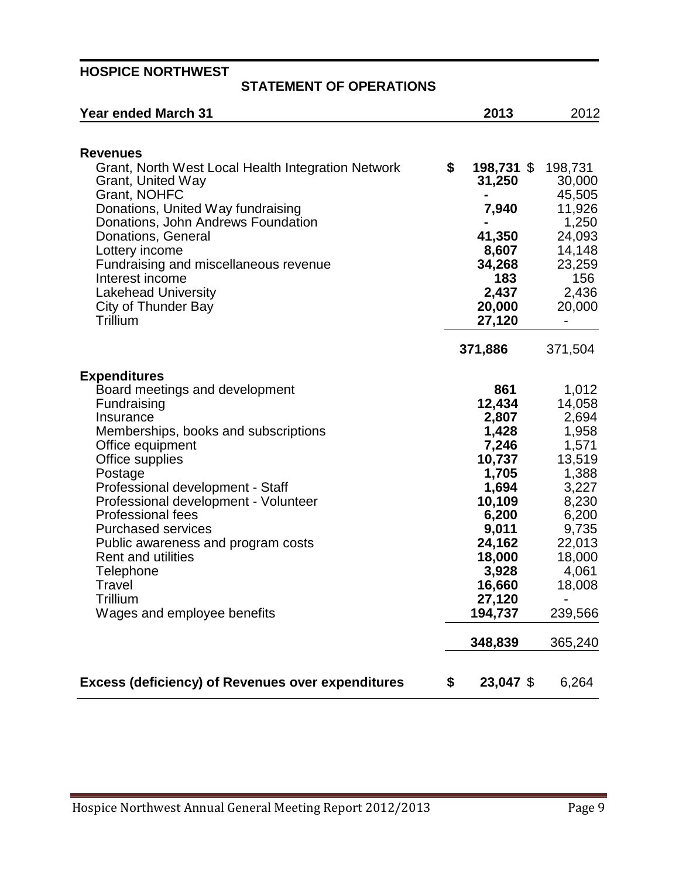# HOSPICE NORTHWEST

## STATEMENT OF OPERATIONS

| Year ended March 31 | 2013 | 2012 |
|---|---|---|
| **Revenues** | | |
| Grant, North West Local Health Integration Network | **$ 198,731** | $ 198,731 |
| Grant, United Way | **31,250** | 30,000 |
| Grant, NOHFC | **-** | 45,505 |
| Donations, United Way fundraising | **7,940** | 11,926 |
| Donations, John Andrews Foundation | **-** | 1,250 |
| Donations, General | **41,350** | 24,093 |
| Lottery income | **8,607** | 14,148 |
| Fundraising and miscellaneous revenue | **34,268** | 23,259 |
| Interest income | **183** | 156 |
| Lakehead University | **2,437** | 2,436 |
| City of Thunder Bay | **20,000** | 20,000 |
| Trillium | **27,120** | - |
| | **371,886** | 371,504 |
| **Expenditures** | | |
| Board meetings and development | **861** | 1,012 |
| Fundraising | **12,434** | 14,058 |
| Insurance | **2,807** | 2,694 |
| Memberships, books and subscriptions | **1,428** | 1,958 |
| Office equipment | **7,246** | 1,571 |
| Office supplies | **10,737** | 13,519 |
| Postage | **1,705** | 1,388 |
| Professional development - Staff | **1,694** | 3,227 |
| Professional development - Volunteer | **10,109** | 8,230 |
| Professional fees | **6,200** | 6,200 |
| Purchased services | **9,011** | 9,735 |
| Public awareness and program costs | **24,162** | 22,013 |
| Rent and utilities | **18,000** | 18,000 |
| Telephone | **3,928** | 4,061 |
| Travel | **16,660** | 18,008 |
| Trillium | **27,120** | - |
| Wages and employee benefits | **194,737** | 239,566 |
| | **348,839** | 365,240 |
| **Excess (deficiency) of Revenues over expenditures** | **$ 23,047** | $ 6,264 |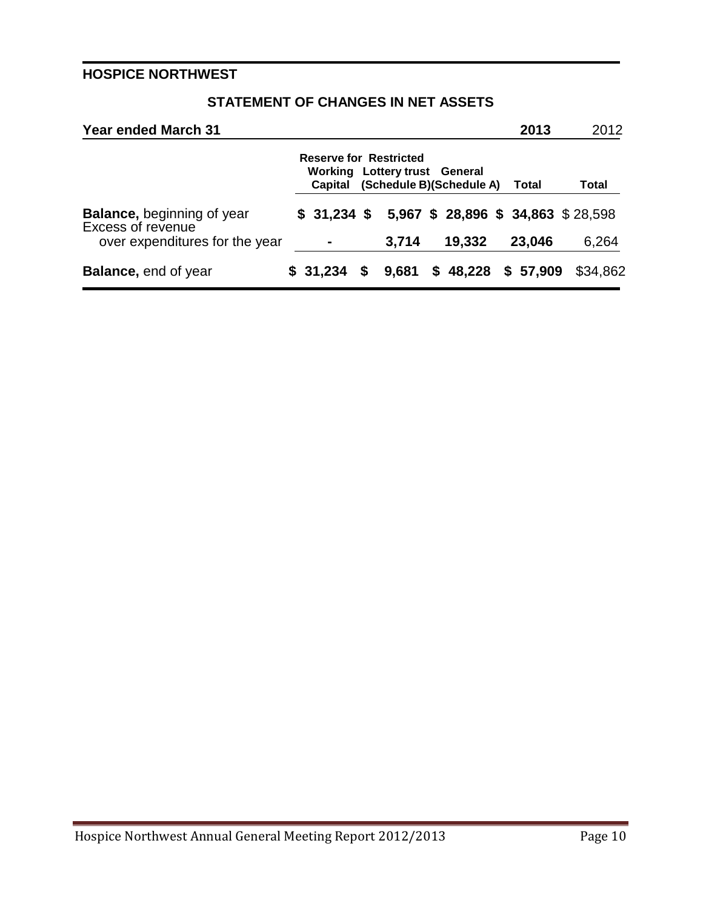**HOSPICE NORTHWEST**

## STATEMENT OF CHANGES IN NET ASSETS

| Year ended March 31 | Reserve for Working Capital | Restricted Lottery trust (Schedule B) | General (Schedule A) | 2013 Total | 2012 Total |
|---|---|---|---|---|---|
| **Balance,** beginning of year | $ 31,234 | $ 5,967 | $ 28,896 | $ 34,863 | $ 28,598 |
| Excess of revenue over expenditures for the year | - | 3,714 | 19,332 | 23,046 | 6,264 |
| **Balance,** end of year | $ 31,234 | $ 9,681 | $ 48,228 | $ 57,909 | $34,862 |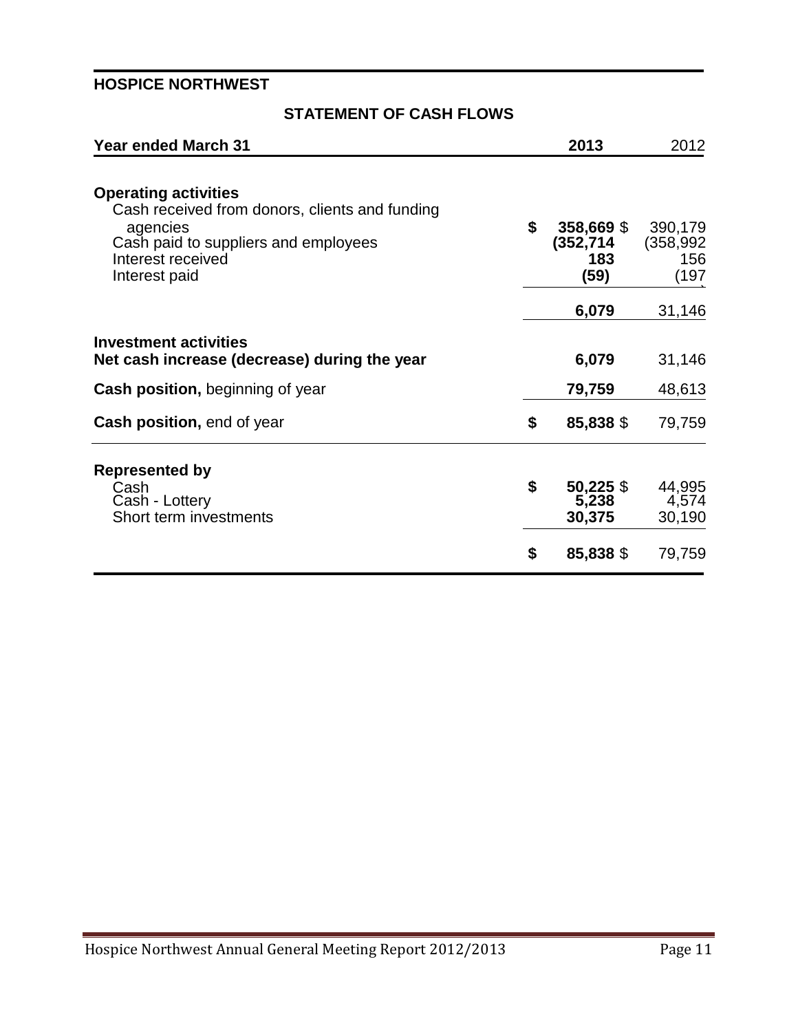**HOSPICE NORTHWEST**

## STATEMENT OF CASH FLOWS

| Year ended March 31 | 2013 | 2012 |
|---|---|---|
| **Operating activities** | | |
| Cash received from donors, clients and funding agencies | **$ 358,669** | $ 390,179 |
| Cash paid to suppliers and employees | **(352,714** | (358,992 |
| Interest received | **183** | 156 |
| Interest paid | **(59)** | (197 |
| | **6,079** | 31,146 |
| **Investment activities** | | |
| **Net cash increase (decrease) during the year** | **6,079** | 31,146 |
| **Cash position,** beginning of year | **79,759** | 48,613 |
| **Cash position,** end of year | **$ 85,838** | $ 79,759 |
| **Represented by** | | |
| Cash | **$ 50,225** | $ 44,995 |
| Cash - Lottery | **5,238** | 4,574 |
| Short term investments | **30,375** | 30,190 |
| | **$ 85,838** | $ 79,759 |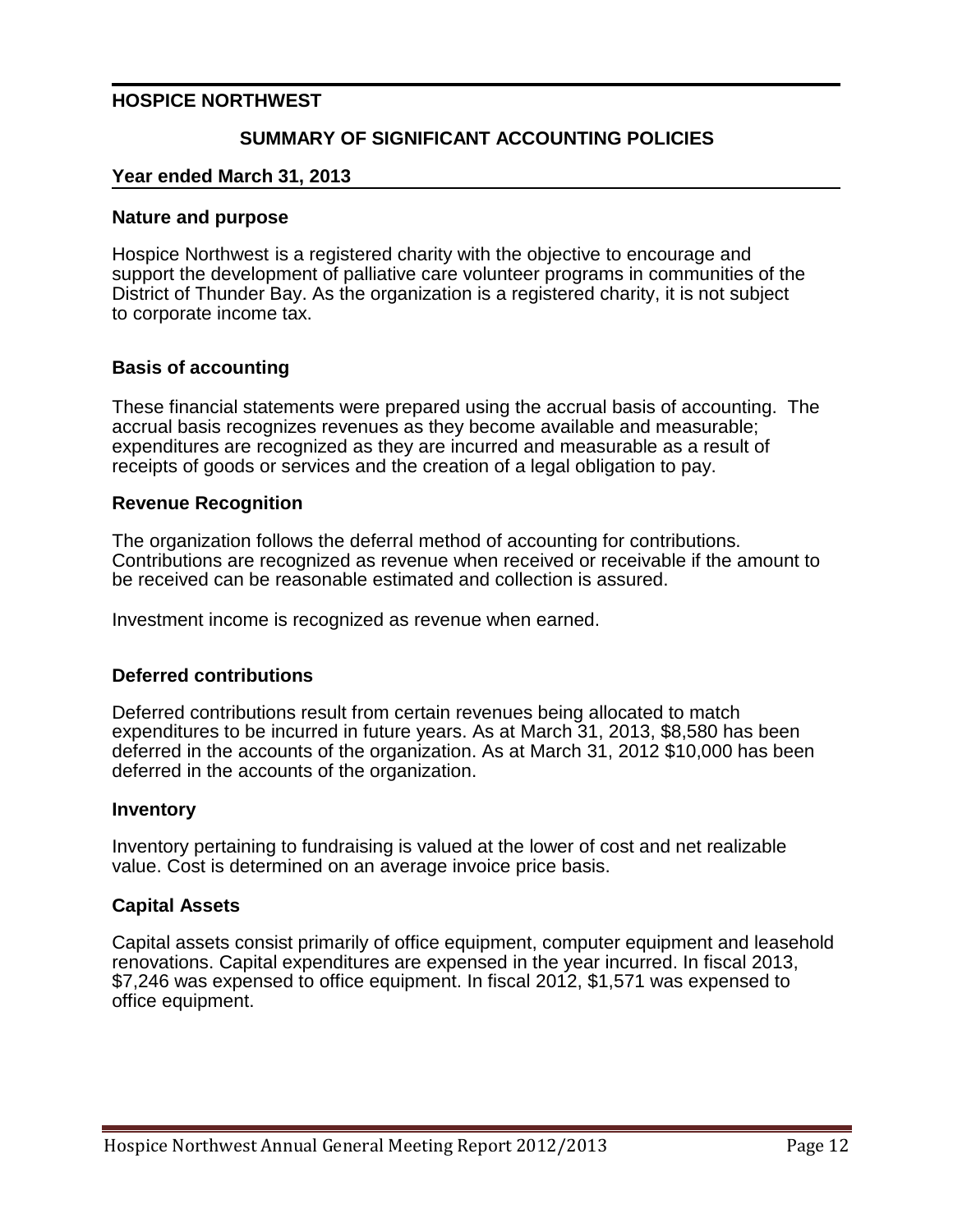**HOSPICE NORTHWEST**

## SUMMARY OF SIGNIFICANT ACCOUNTING POLICIES

**Year ended March 31, 2013**

### Nature and purpose

Hospice Northwest is a registered charity with the objective to encourage and support the development of palliative care volunteer programs in communities of the District of Thunder Bay. As the organization is a registered charity, it is not subject to corporate income tax.

### Basis of accounting

These financial statements were prepared using the accrual basis of accounting. The accrual basis recognizes revenues as they become available and measurable; expenditures are recognized as they are incurred and measurable as a result of receipts of goods or services and the creation of a legal obligation to pay.

### Revenue Recognition

The organization follows the deferral method of accounting for contributions. Contributions are recognized as revenue when received or receivable if the amount to be received can be reasonable estimated and collection is assured.

Investment income is recognized as revenue when earned.

### Deferred contributions

Deferred contributions result from certain revenues being allocated to match expenditures to be incurred in future years. As at March 31, 2013, $8,580 has been deferred in the accounts of the organization. As at March 31, 2012 $10,000 has been deferred in the accounts of the organization.

### Inventory

Inventory pertaining to fundraising is valued at the lower of cost and net realizable value. Cost is determined on an average invoice price basis.

### Capital Assets

Capital assets consist primarily of office equipment, computer equipment and leasehold renovations. Capital expenditures are expensed in the year incurred. In fiscal 2013, $7,246 was expensed to office equipment. In fiscal 2012, $1,571 was expensed to office equipment.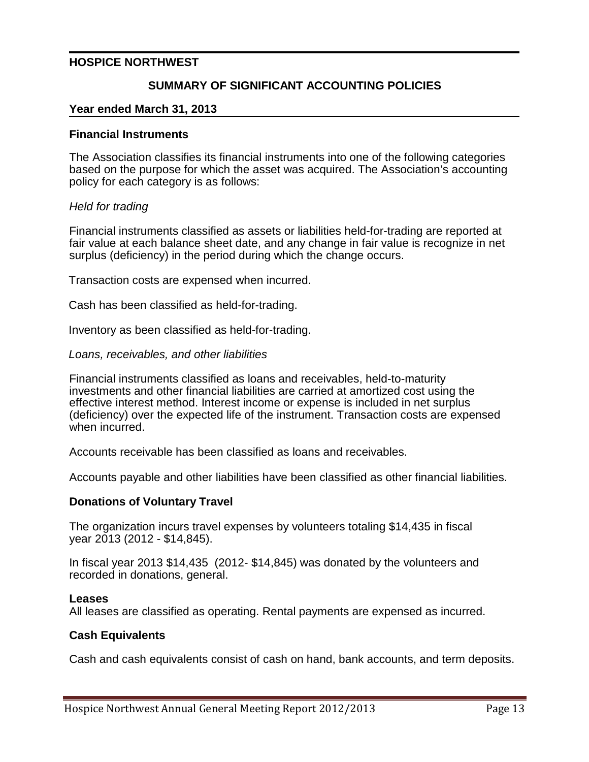## HOSPICE NORTHWEST

### SUMMARY OF SIGNIFICANT ACCOUNTING POLICIES

**Year ended March 31, 2013**

### Financial Instruments

The Association classifies its financial instruments into one of the following categories based on the purpose for which the asset was acquired. The Association's accounting policy for each category is as follows:

*Held for trading*

Financial instruments classified as assets or liabilities held-for-trading are reported at fair value at each balance sheet date, and any change in fair value is recognize in net surplus (deficiency) in the period during which the change occurs.

Transaction costs are expensed when incurred.

Cash has been classified as held-for-trading.

Inventory as been classified as held-for-trading.

*Loans, receivables, and other liabilities*

Financial instruments classified as loans and receivables, held-to-maturity investments and other financial liabilities are carried at amortized cost using the effective interest method. Interest income or expense is included in net surplus (deficiency) over the expected life of the instrument. Transaction costs are expensed when incurred.

Accounts receivable has been classified as loans and receivables.

Accounts payable and other liabilities have been classified as other financial liabilities.

### Donations of Voluntary Travel

The organization incurs travel expenses by volunteers totaling $14,435 in fiscal year 2013 (2012 - $14,845).

In fiscal year 2013 $14,435 (2012- $14,845) was donated by the volunteers and recorded in donations, general.

### Leases

All leases are classified as operating. Rental payments are expensed as incurred.

### Cash Equivalents

Cash and cash equivalents consist of cash on hand, bank accounts, and term deposits.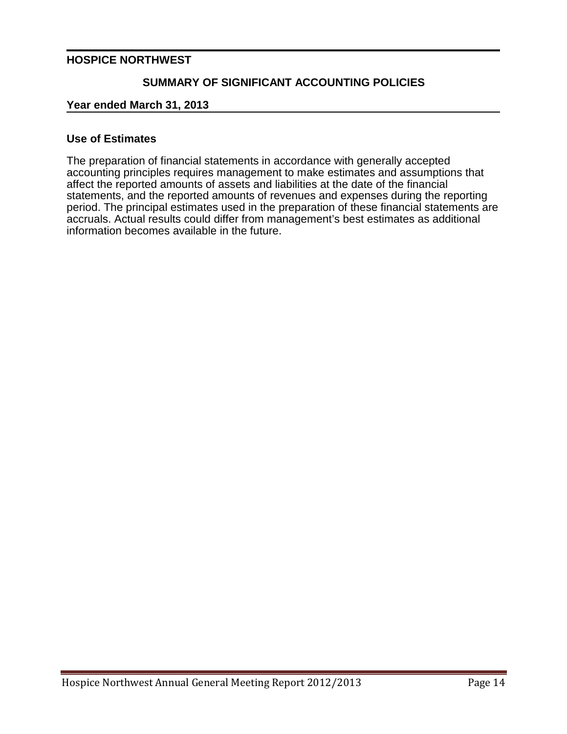**HOSPICE NORTHWEST**

## SUMMARY OF SIGNIFICANT ACCOUNTING POLICIES

**Year ended March 31, 2013**

### Use of Estimates

The preparation of financial statements in accordance with generally accepted accounting principles requires management to make estimates and assumptions that affect the reported amounts of assets and liabilities at the date of the financial statements, and the reported amounts of revenues and expenses during the reporting period. The principal estimates used in the preparation of these financial statements are accruals. Actual results could differ from management's best estimates as additional information becomes available in the future.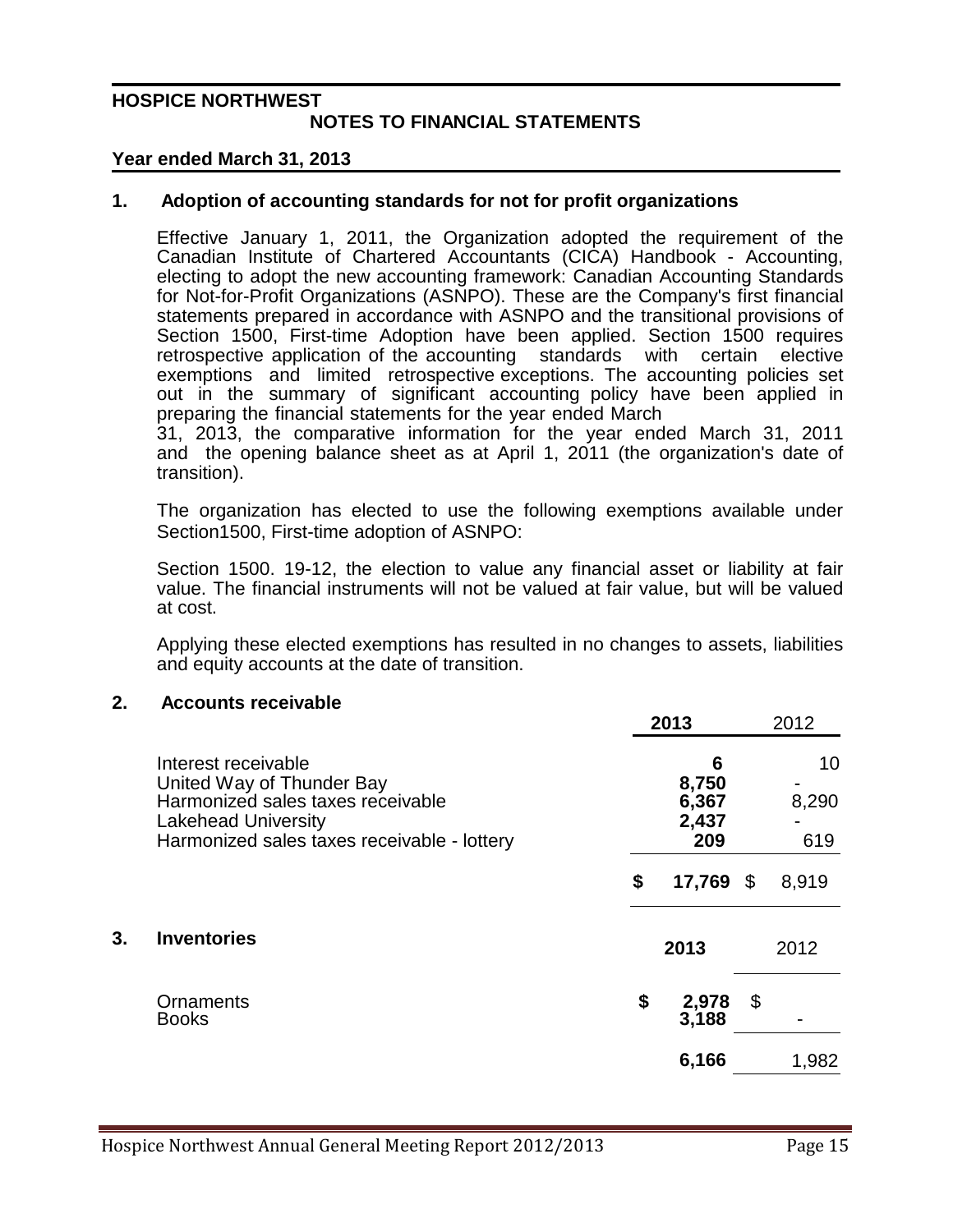**HOSPICE NORTHWEST**

**NOTES TO FINANCIAL STATEMENTS**

**Year ended March 31, 2013**

## 1. Adoption of accounting standards for not for profit organizations

Effective January 1, 2011, the Organization adopted the requirement of the Canadian Institute of Chartered Accountants (CICA) Handbook - Accounting, electing to adopt the new accounting framework: Canadian Accounting Standards for Not-for-Profit Organizations (ASNPO). These are the Company's first financial statements prepared in accordance with ASNPO and the transitional provisions of Section 1500, First-time Adoption have been applied. Section 1500 requires retrospective application of the accounting standards with certain elective exemptions and limited retrospective exceptions. The accounting policies set out in the summary of significant accounting policy have been applied in preparing the financial statements for the year ended March 31, 2013, the comparative information for the year ended March 31, 2011 and the opening balance sheet as at April 1, 2011 (the organization's date of transition).

The organization has elected to use the following exemptions available under Section1500, First-time adoption of ASNPO:

Section 1500. 19-12, the election to value any financial asset or liability at fair value. The financial instruments will not be valued at fair value, but will be valued at cost.

Applying these elected exemptions has resulted in no changes to assets, liabilities and equity accounts at the date of transition.

## 2. Accounts receivable

| | **2013** | 2012 |
|---|---|---|
| Interest receivable | **6** | 10 |
| United Way of Thunder Bay | **8,750** | - |
| Harmonized sales taxes receivable | **6,367** | 8,290 |
| Lakehead University | **2,437** | - |
| Harmonized sales taxes receivable - lottery | **209** | 619 |
| | **$ 17,769** | $ 8,919 |

## 3. Inventories

| | **2013** | 2012 |
|---|---|---|
| Ornaments | **$ 2,978** | $ |
| Books | **3,188** | - |
| | **6,166** | 1,982 |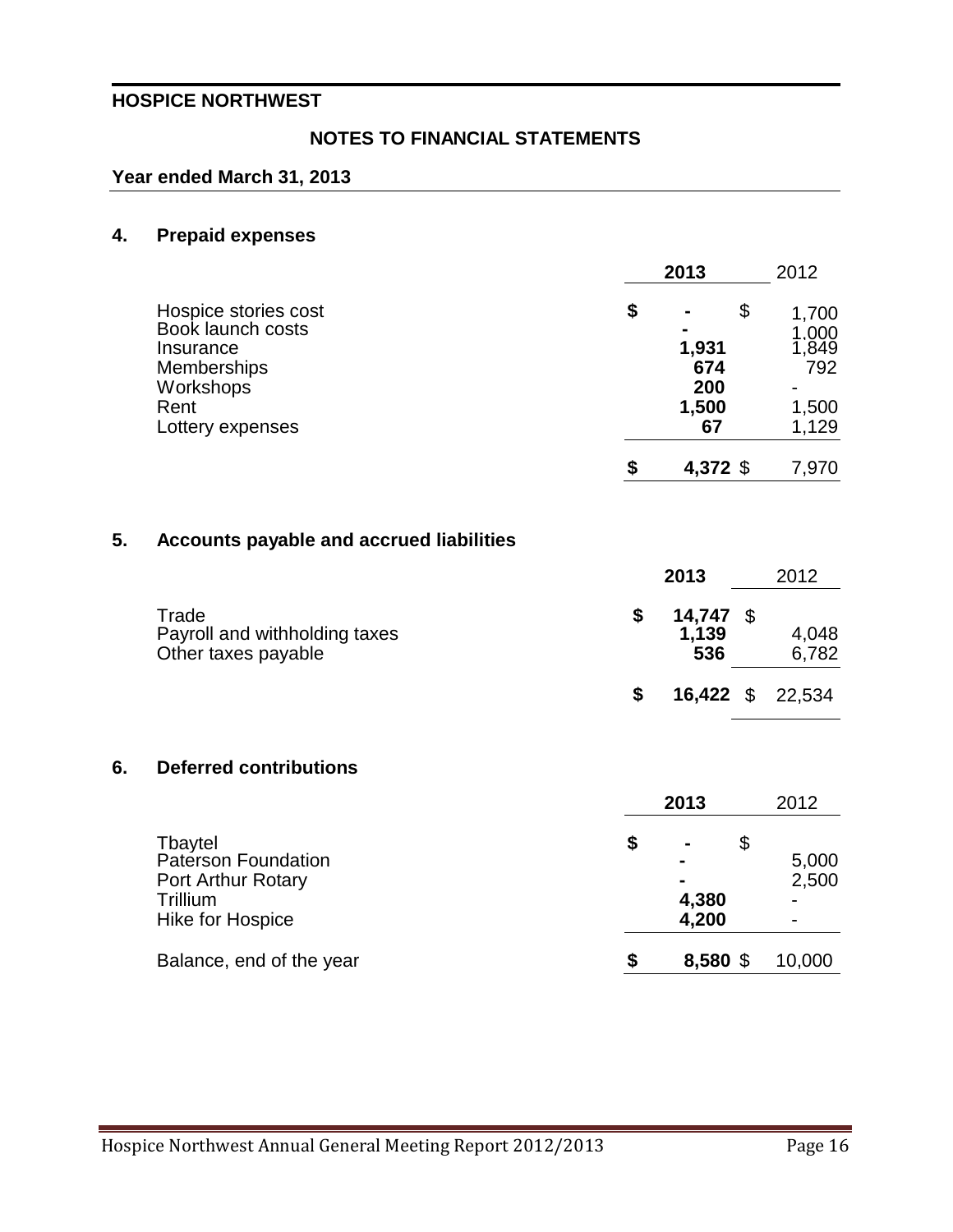**HOSPICE NORTHWEST**

**NOTES TO FINANCIAL STATEMENTS**

**Year ended March 31, 2013**

## 4. Prepaid expenses

| | 2013 | 2012 |
|---|---|---|
| Hospice stories cost | **$ -** | $ 1,700 |
| Book launch costs | **-** | 1,000 |
| Insurance | **1,931** | 1,849 |
| Memberships | **674** | 792 |
| Workshops | **200** | - |
| Rent | **1,500** | 1,500 |
| Lottery expenses | **67** | 1,129 |
| | **$ 4,372** | $ 7,970 |

## 5. Accounts payable and accrued liabilities

| | 2013 | 2012 |
|---|---|---|
| Trade | **$ 14,747** | $ |
| Payroll and withholding taxes | **1,139** | 4,048 |
| Other taxes payable | **536** | 6,782 |
| | **$ 16,422** | $ 22,534 |

## 6. Deferred contributions

| | 2013 | 2012 |
|---|---|---|
| Tbaytel | **$ -** | $ |
| Paterson Foundation | **-** | 5,000 |
| Port Arthur Rotary | **-** | 2,500 |
| Trillium | **4,380** | - |
| Hike for Hospice | **4,200** | - |
| Balance, end of the year | **$ 8,580** | $ 10,000 |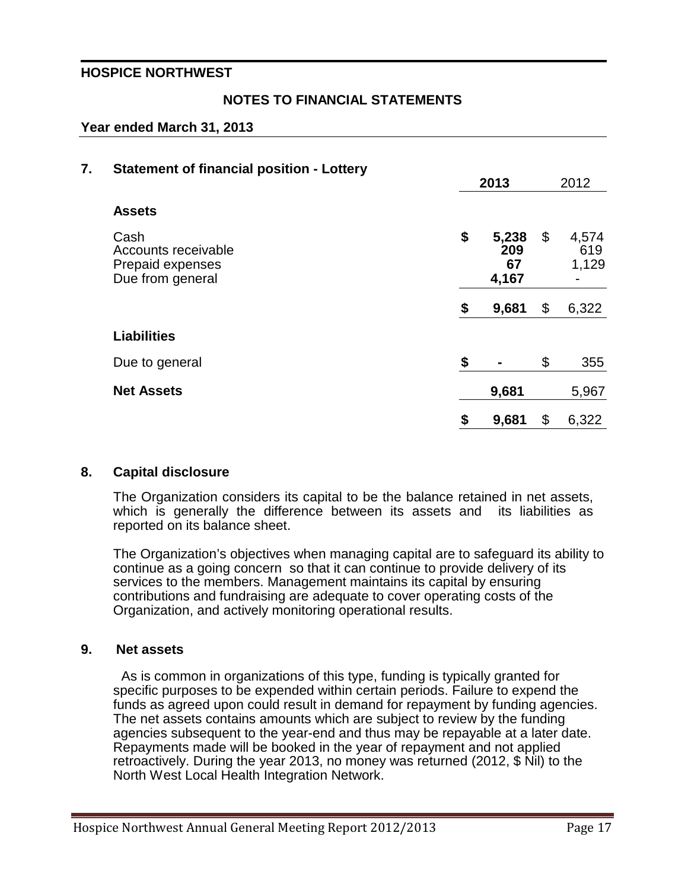**HOSPICE NORTHWEST**

## NOTES TO FINANCIAL STATEMENTS

**Year ended March 31, 2013**

### 7. Statement of financial position - Lottery

| | 2013 | 2012 |
|---|---|---|
| **Assets** | | |
| Cash | $ **5,238** | $ 4,574 |
| Accounts receivable | **209** | 619 |
| Prepaid expenses | **67** | 1,129 |
| Due from general | **4,167** | - |
| | $ **9,681** | $ 6,322 |
| **Liabilities** | | |
| Due to general | $ **-** | $ 355 |
| **Net Assets** | **9,681** | 5,967 |
| | $ **9,681** | $ 6,322 |

### 8. Capital disclosure

The Organization considers its capital to be the balance retained in net assets, which is generally the difference between its assets and its liabilities as reported on its balance sheet.

The Organization's objectives when managing capital are to safeguard its ability to continue as a going concern so that it can continue to provide delivery of its services to the members. Management maintains its capital by ensuring contributions and fundraising are adequate to cover operating costs of the Organization, and actively monitoring operational results.

### 9. Net assets

As is common in organizations of this type, funding is typically granted for specific purposes to be expended within certain periods. Failure to expend the funds as agreed upon could result in demand for repayment by funding agencies. The net assets contains amounts which are subject to review by the funding agencies subsequent to the year-end and thus may be repayable at a later date. Repayments made will be booked in the year of repayment and not applied retroactively. During the year 2013, no money was returned (2012, $ Nil) to the North West Local Health Integration Network.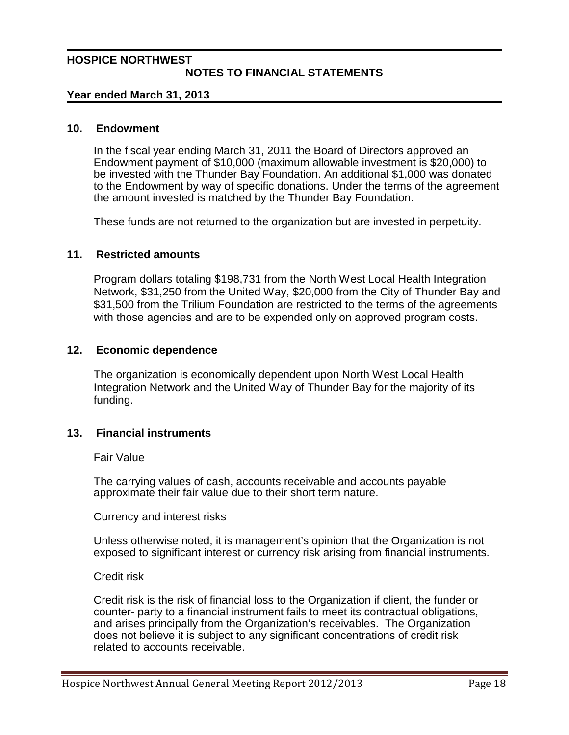**HOSPICE NORTHWEST**
**NOTES TO FINANCIAL STATEMENTS**

**Year ended March 31, 2013**

## 10. Endowment

In the fiscal year ending March 31, 2011 the Board of Directors approved an Endowment payment of $10,000 (maximum allowable investment is $20,000) to be invested with the Thunder Bay Foundation. An additional $1,000 was donated to the Endowment by way of specific donations. Under the terms of the agreement the amount invested is matched by the Thunder Bay Foundation.

These funds are not returned to the organization but are invested in perpetuity.

## 11. Restricted amounts

Program dollars totaling $198,731 from the North West Local Health Integration Network, $31,250 from the United Way, $20,000 from the City of Thunder Bay and $31,500 from the Trilium Foundation are restricted to the terms of the agreements with those agencies and are to be expended only on approved program costs.

## 12. Economic dependence

The organization is economically dependent upon North West Local Health Integration Network and the United Way of Thunder Bay for the majority of its funding.

## 13. Financial instruments

Fair Value

The carrying values of cash, accounts receivable and accounts payable approximate their fair value due to their short term nature.

Currency and interest risks

Unless otherwise noted, it is management's opinion that the Organization is not exposed to significant interest or currency risk arising from financial instruments.

Credit risk

Credit risk is the risk of financial loss to the Organization if client, the funder or counter- party to a financial instrument fails to meet its contractual obligations, and arises principally from the Organization's receivables. The Organization does not believe it is subject to any significant concentrations of credit risk related to accounts receivable.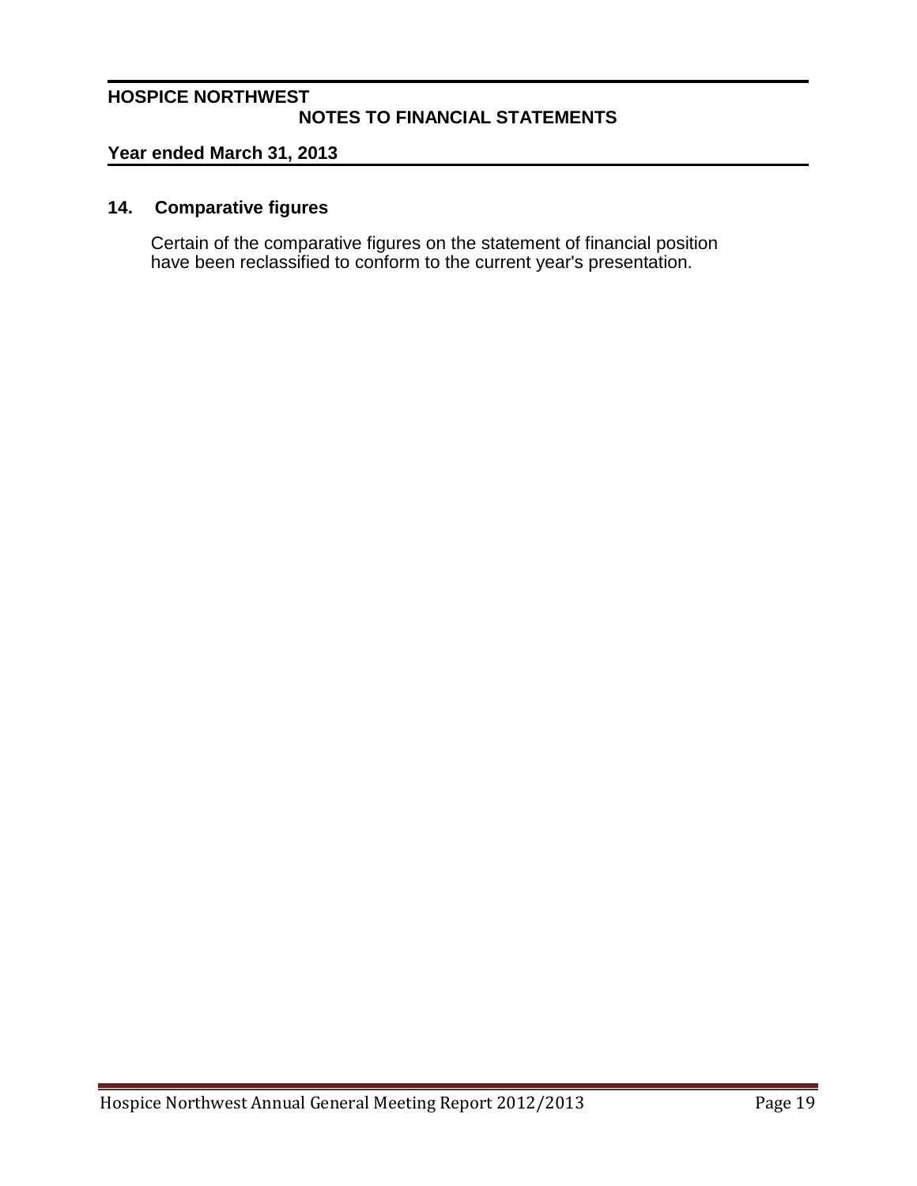## 14. Comparative figures

Certain of the comparative figures on the statement of financial position have been reclassified to conform to the current year's presentation.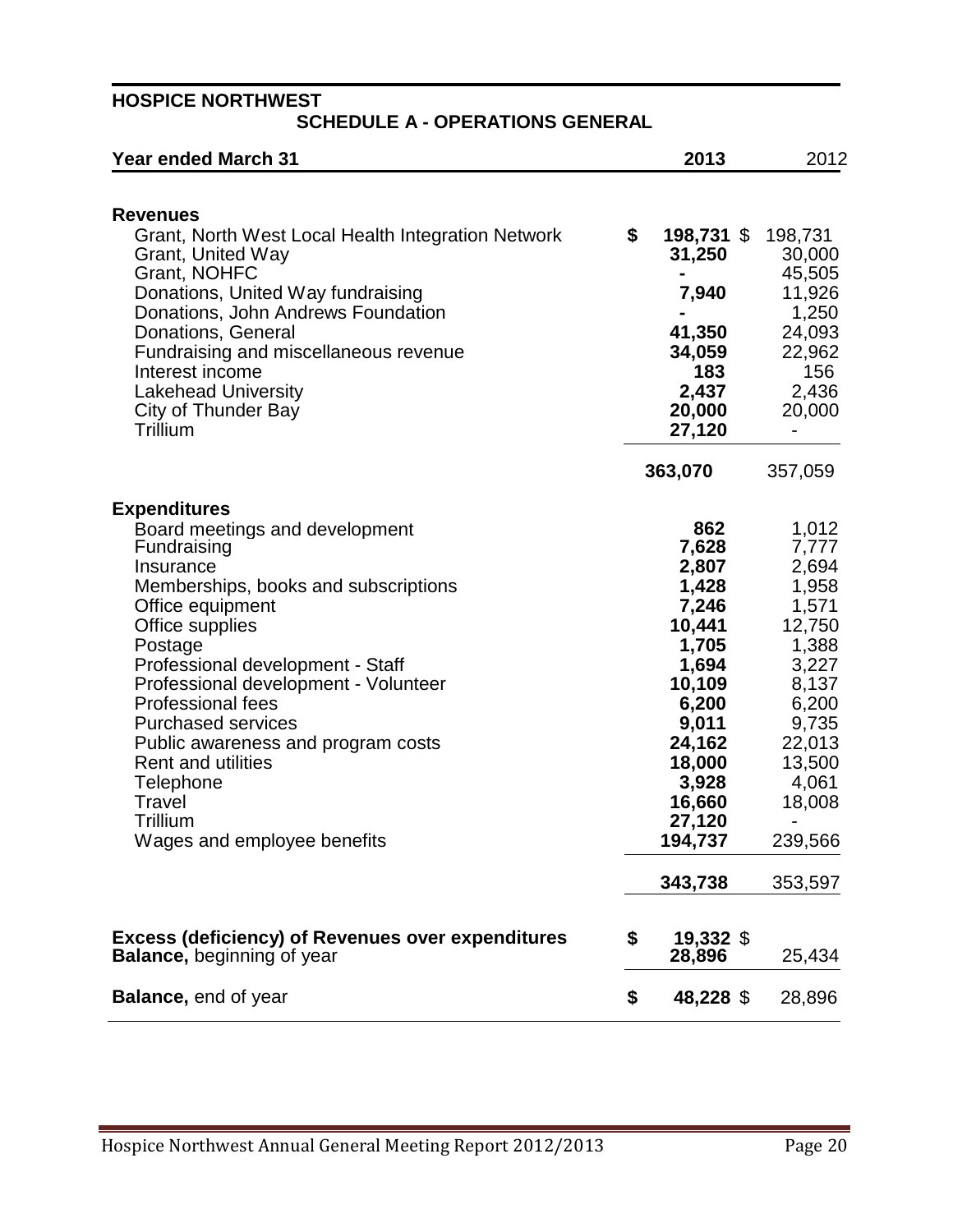**HOSPICE NORTHWEST**

**SCHEDULE A - OPERATIONS GENERAL**

| Year ended March 31 | 2013 | 2012 |
|---|---|---|
| **Revenues** | | |
| Grant, North West Local Health Integration Network | **$ 198,731** | $ 198,731 |
| Grant, United Way | **31,250** | 30,000 |
| Grant, NOHFC | **-** | 45,505 |
| Donations, United Way fundraising | **7,940** | 11,926 |
| Donations, John Andrews Foundation | **-** | 1,250 |
| Donations, General | **41,350** | 24,093 |
| Fundraising and miscellaneous revenue | **34,059** | 22,962 |
| Interest income | **183** | 156 |
| Lakehead University | **2,437** | 2,436 |
| City of Thunder Bay | **20,000** | 20,000 |
| Trillium | **27,120** | - |
| | **363,070** | 357,059 |
| **Expenditures** | | |
| Board meetings and development | **862** | 1,012 |
| Fundraising | **7,628** | 7,777 |
| Insurance | **2,807** | 2,694 |
| Memberships, books and subscriptions | **1,428** | 1,958 |
| Office equipment | **7,246** | 1,571 |
| Office supplies | **10,441** | 12,750 |
| Postage | **1,705** | 1,388 |
| Professional development - Staff | **1,694** | 3,227 |
| Professional development - Volunteer | **10,109** | 8,137 |
| Professional fees | **6,200** | 6,200 |
| Purchased services | **9,011** | 9,735 |
| Public awareness and program costs | **24,162** | 22,013 |
| Rent and utilities | **18,000** | 13,500 |
| Telephone | **3,928** | 4,061 |
| Travel | **16,660** | 18,008 |
| Trillium | **27,120** | - |
| Wages and employee benefits | **194,737** | 239,566 |
| | **343,738** | 353,597 |
| **Excess (deficiency) of Revenues over expenditures** | **$ 19,332** | $ |
| **Balance,** beginning of year | **28,896** | 25,434 |
| **Balance,** end of year | **$ 48,228** | $ 28,896 |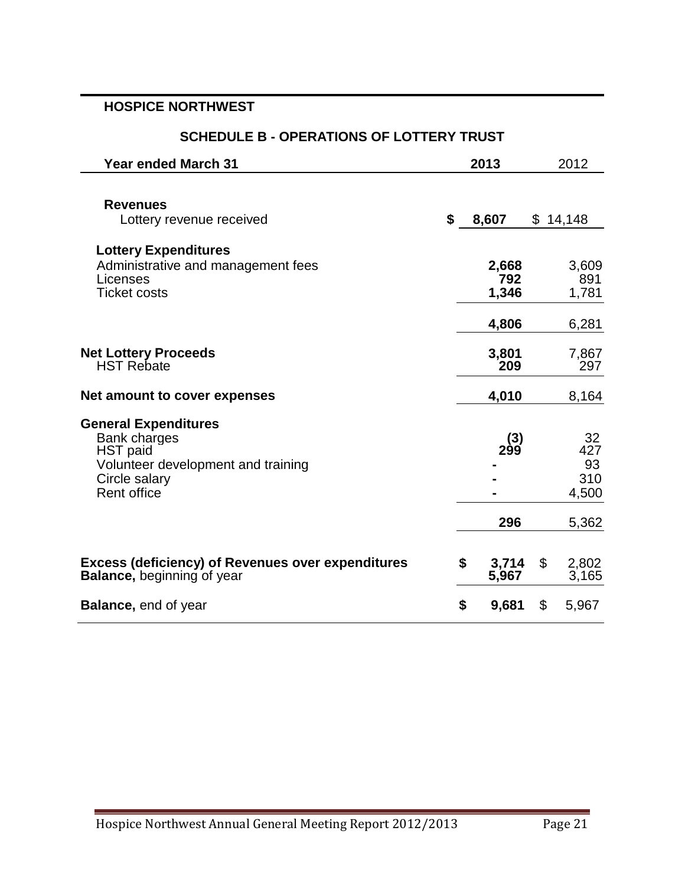**HOSPICE NORTHWEST**

## SCHEDULE B - OPERATIONS OF LOTTERY TRUST

| Year ended March 31 | 2013 | 2012 |
|---|---|---|
| **Revenues** | | |
| Lottery revenue received | **$ 8,607** | $ 14,148 |
| **Lottery Expenditures** | | |
| Administrative and management fees | **2,668** | 3,609 |
| Licenses | **792** | 891 |
| Ticket costs | **1,346** | 1,781 |
| | **4,806** | 6,281 |
| **Net Lottery Proceeds** | **3,801** | 7,867 |
| HST Rebate | **209** | 297 |
| **Net amount to cover expenses** | **4,010** | 8,164 |
| **General Expenditures** | | |
| Bank charges | **(3)** | 32 |
| HST paid | **299** | 427 |
| Volunteer development and training | **-** | 93 |
| Circle salary | **-** | 310 |
| Rent office | **-** | 4,500 |
| | **296** | 5,362 |
| **Excess (deficiency) of Revenues over expenditures** | **$ 3,714** | $ 2,802 |
| **Balance,** beginning of year | **5,967** | 3,165 |
| **Balance,** end of year | **$ 9,681** | $ 5,967 |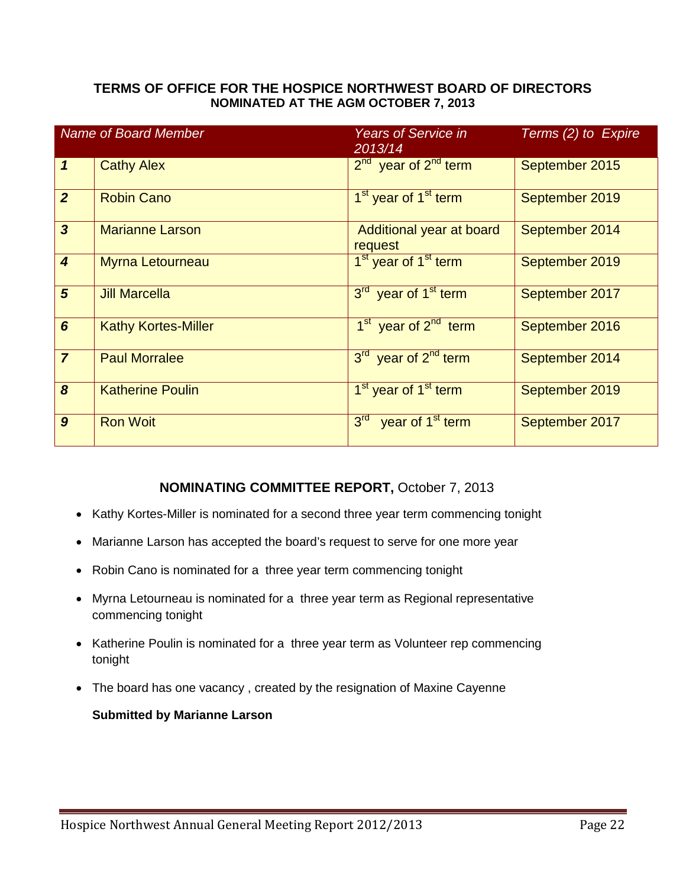## TERMS OF OFFICE FOR THE HOSPICE NORTHWEST BOARD OF DIRECTORS

### NOMINATED AT THE AGM OCTOBER 7, 2013

| | *Name of Board Member* | *Years of Service in 2013/14* | *Terms (2) to Expire* |
|---|---|---|---|
| ***1*** | Cathy Alex | 2nd year of 2nd term | September 2015 |
| ***2*** | Robin Cano | 1st year of 1st term | September 2019 |
| ***3*** | Marianne Larson | Additional year at board request | September 2014 |
| ***4*** | Myrna Letourneau | 1st year of 1st term | September 2019 |
| ***5*** | Jill Marcella | 3rd year of 1st term | September 2017 |
| ***6*** | Kathy Kortes-Miller | 1st year of 2nd term | September 2016 |
| ***7*** | Paul Morralee | 3rd year of 2nd term | September 2014 |
| ***8*** | Katherine Poulin | 1st year of 1st term | September 2019 |
| ***9*** | Ron Woit | 3rd year of 1st term | September 2017 |

## NOMINATING COMMITTEE REPORT, October 7, 2013

- Kathy Kortes-Miller is nominated for a second three year term commencing tonight
- Marianne Larson has accepted the board's request to serve for one more year
- Robin Cano is nominated for a three year term commencing tonight
- Myrna Letourneau is nominated for a three year term as Regional representative commencing tonight
- Katherine Poulin is nominated for a three year term as Volunteer rep commencing tonight
- The board has one vacancy , created by the resignation of Maxine Cayenne

**Submitted by Marianne Larson**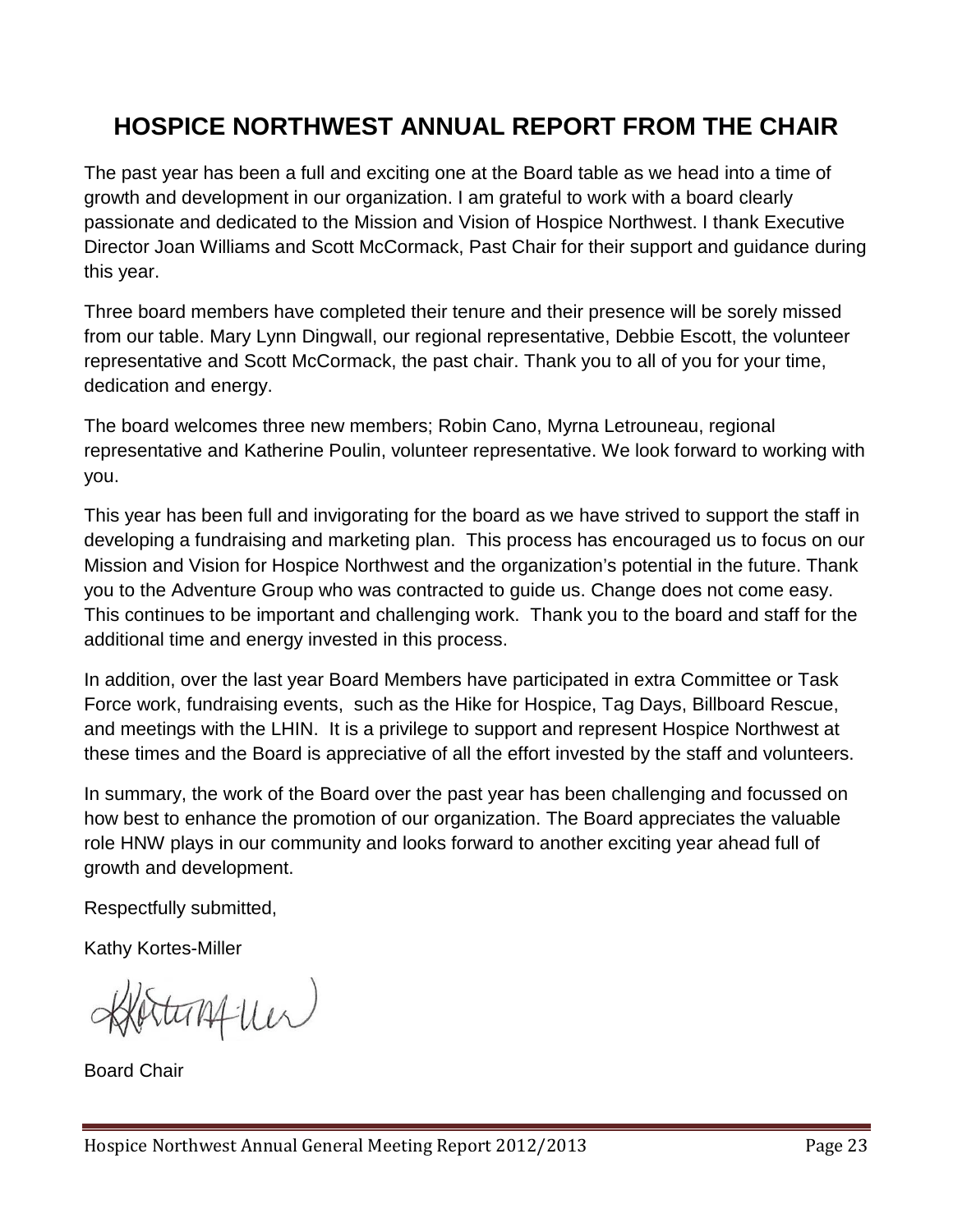# HOSPICE NORTHWEST ANNUAL REPORT FROM THE CHAIR

The past year has been a full and exciting one at the Board table as we head into a time of growth and development in our organization. I am grateful to work with a board clearly passionate and dedicated to the Mission and Vision of Hospice Northwest. I thank Executive Director Joan Williams and Scott McCormack, Past Chair for their support and guidance during this year.

Three board members have completed their tenure and their presence will be sorely missed from our table. Mary Lynn Dingwall, our regional representative, Debbie Escott, the volunteer representative and Scott McCormack, the past chair. Thank you to all of you for your time, dedication and energy.

The board welcomes three new members; Robin Cano, Myrna Letrouneau, regional representative and Katherine Poulin, volunteer representative. We look forward to working with you.

This year has been full and invigorating for the board as we have strived to support the staff in developing a fundraising and marketing plan. This process has encouraged us to focus on our Mission and Vision for Hospice Northwest and the organization's potential in the future. Thank you to the Adventure Group who was contracted to guide us. Change does not come easy. This continues to be important and challenging work. Thank you to the board and staff for the additional time and energy invested in this process.

In addition, over the last year Board Members have participated in extra Committee or Task Force work, fundraising events, such as the Hike for Hospice, Tag Days, Billboard Rescue, and meetings with the LHIN. It is a privilege to support and represent Hospice Northwest at these times and the Board is appreciative of all the effort invested by the staff and volunteers.

In summary, the work of the Board over the past year has been challenging and focussed on how best to enhance the promotion of our organization. The Board appreciates the valuable role HNW plays in our community and looks forward to another exciting year ahead full of growth and development.

Respectfully submitted,

Kathy Kortes-Miller

Board Chair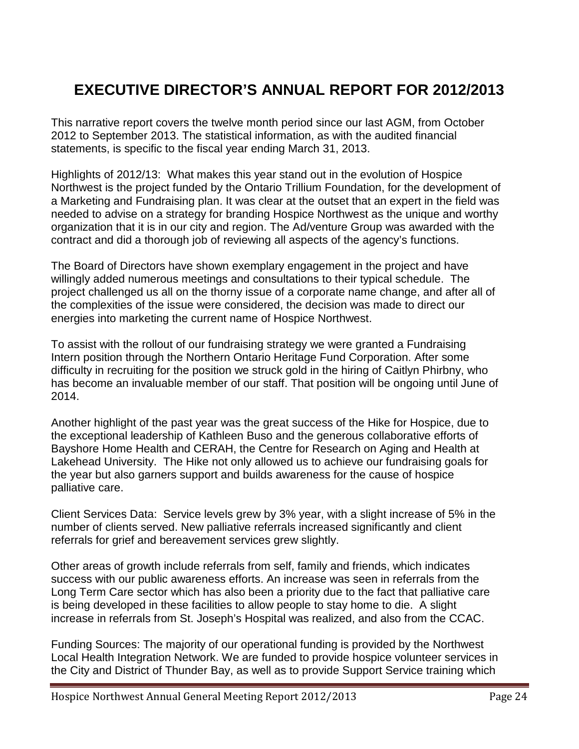# EXECUTIVE DIRECTOR'S ANNUAL REPORT FOR 2012/2013

This narrative report covers the twelve month period since our last AGM, from October 2012 to September 2013. The statistical information, as with the audited financial statements, is specific to the fiscal year ending March 31, 2013.

Highlights of 2012/13: What makes this year stand out in the evolution of Hospice Northwest is the project funded by the Ontario Trillium Foundation, for the development of a Marketing and Fundraising plan. It was clear at the outset that an expert in the field was needed to advise on a strategy for branding Hospice Northwest as the unique and worthy organization that it is in our city and region. The Ad/venture Group was awarded with the contract and did a thorough job of reviewing all aspects of the agency's functions.

The Board of Directors have shown exemplary engagement in the project and have willingly added numerous meetings and consultations to their typical schedule. The project challenged us all on the thorny issue of a corporate name change, and after all of the complexities of the issue were considered, the decision was made to direct our energies into marketing the current name of Hospice Northwest.

To assist with the rollout of our fundraising strategy we were granted a Fundraising Intern position through the Northern Ontario Heritage Fund Corporation. After some difficulty in recruiting for the position we struck gold in the hiring of Caitlyn Phirbny, who has become an invaluable member of our staff. That position will be ongoing until June of 2014.

Another highlight of the past year was the great success of the Hike for Hospice, due to the exceptional leadership of Kathleen Buso and the generous collaborative efforts of Bayshore Home Health and CERAH, the Centre for Research on Aging and Health at Lakehead University. The Hike not only allowed us to achieve our fundraising goals for the year but also garners support and builds awareness for the cause of hospice palliative care.

Client Services Data: Service levels grew by 3% year, with a slight increase of 5% in the number of clients served. New palliative referrals increased significantly and client referrals for grief and bereavement services grew slightly.

Other areas of growth include referrals from self, family and friends, which indicates success with our public awareness efforts. An increase was seen in referrals from the Long Term Care sector which has also been a priority due to the fact that palliative care is being developed in these facilities to allow people to stay home to die. A slight increase in referrals from St. Joseph's Hospital was realized, and also from the CCAC.

Funding Sources: The majority of our operational funding is provided by the Northwest Local Health Integration Network. We are funded to provide hospice volunteer services in the City and District of Thunder Bay, as well as to provide Support Service training which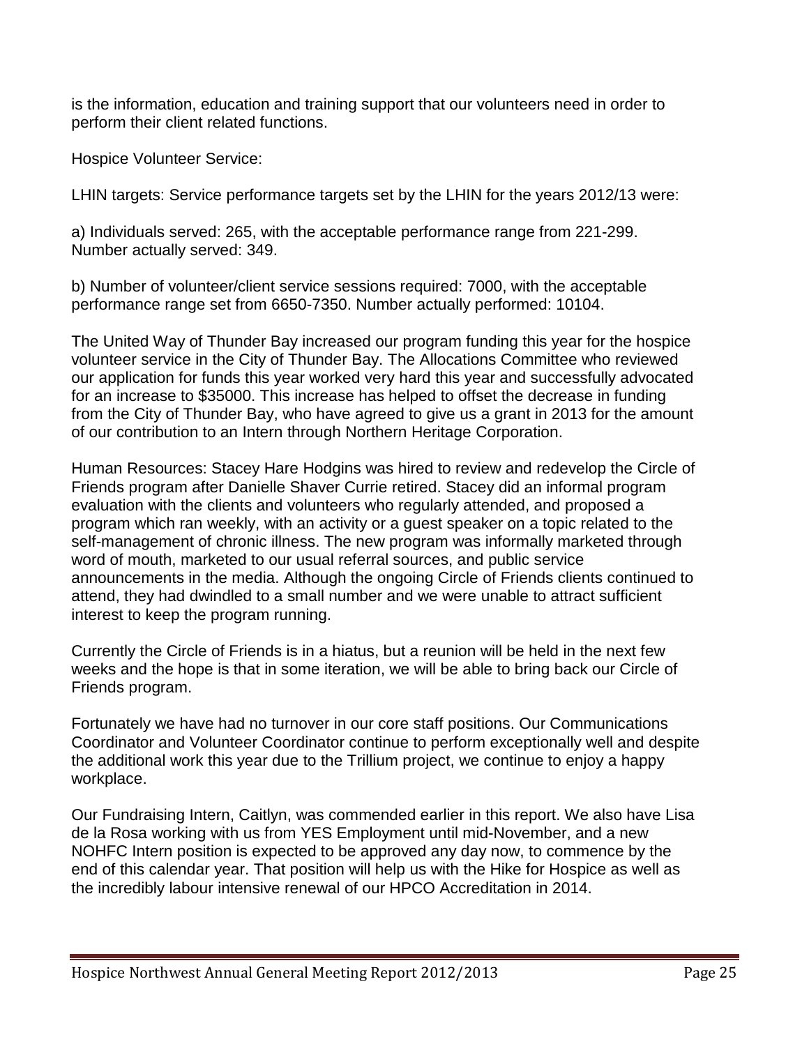is the information, education and training support that our volunteers need in order to perform their client related functions.

Hospice Volunteer Service:

LHIN targets: Service performance targets set by the LHIN for the years 2012/13 were:

a) Individuals served: 265, with the acceptable performance range from 221-299. Number actually served: 349.

b) Number of volunteer/client service sessions required: 7000, with the acceptable performance range set from 6650-7350. Number actually performed: 10104.

The United Way of Thunder Bay increased our program funding this year for the hospice volunteer service in the City of Thunder Bay. The Allocations Committee who reviewed our application for funds this year worked very hard this year and successfully advocated for an increase to $35000. This increase has helped to offset the decrease in funding from the City of Thunder Bay, who have agreed to give us a grant in 2013 for the amount of our contribution to an Intern through Northern Heritage Corporation.

Human Resources: Stacey Hare Hodgins was hired to review and redevelop the Circle of Friends program after Danielle Shaver Currie retired. Stacey did an informal program evaluation with the clients and volunteers who regularly attended, and proposed a program which ran weekly, with an activity or a guest speaker on a topic related to the self-management of chronic illness. The new program was informally marketed through word of mouth, marketed to our usual referral sources, and public service announcements in the media. Although the ongoing Circle of Friends clients continued to attend, they had dwindled to a small number and we were unable to attract sufficient interest to keep the program running.

Currently the Circle of Friends is in a hiatus, but a reunion will be held in the next few weeks and the hope is that in some iteration, we will be able to bring back our Circle of Friends program.

Fortunately we have had no turnover in our core staff positions. Our Communications Coordinator and Volunteer Coordinator continue to perform exceptionally well and despite the additional work this year due to the Trillium project, we continue to enjoy a happy workplace.

Our Fundraising Intern, Caitlyn, was commended earlier in this report. We also have Lisa de la Rosa working with us from YES Employment until mid-November, and a new NOHFC Intern position is expected to be approved any day now, to commence by the end of this calendar year. That position will help us with the Hike for Hospice as well as the incredibly labour intensive renewal of our HPCO Accreditation in 2014.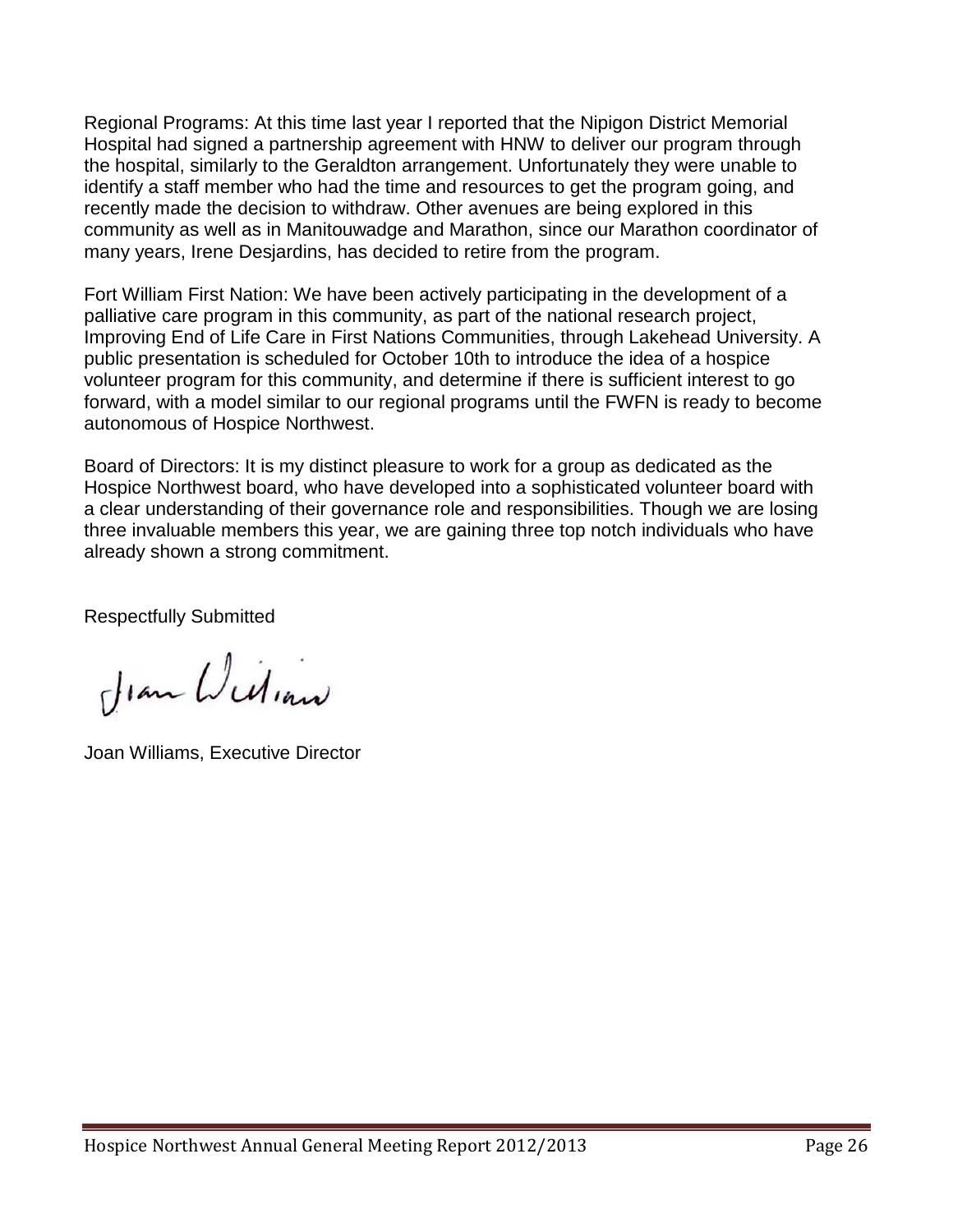Regional Programs: At this time last year I reported that the Nipigon District Memorial Hospital had signed a partnership agreement with HNW to deliver our program through the hospital, similarly to the Geraldton arrangement. Unfortunately they were unable to identify a staff member who had the time and resources to get the program going, and recently made the decision to withdraw. Other avenues are being explored in this community as well as in Manitouwadge and Marathon, since our Marathon coordinator of many years, Irene Desjardins, has decided to retire from the program.

Fort William First Nation: We have been actively participating in the development of a palliative care program in this community, as part of the national research project, Improving End of Life Care in First Nations Communities, through Lakehead University. A public presentation is scheduled for October 10th to introduce the idea of a hospice volunteer program for this community, and determine if there is sufficient interest to go forward, with a model similar to our regional programs until the FWFN is ready to become autonomous of Hospice Northwest.

Board of Directors: It is my distinct pleasure to work for a group as dedicated as the Hospice Northwest board, who have developed into a sophisticated volunteer board with a clear understanding of their governance role and responsibilities. Though we are losing three invaluable members this year, we are gaining three top notch individuals who have already shown a strong commitment.

Respectfully Submitted

Joan Williams, Executive Director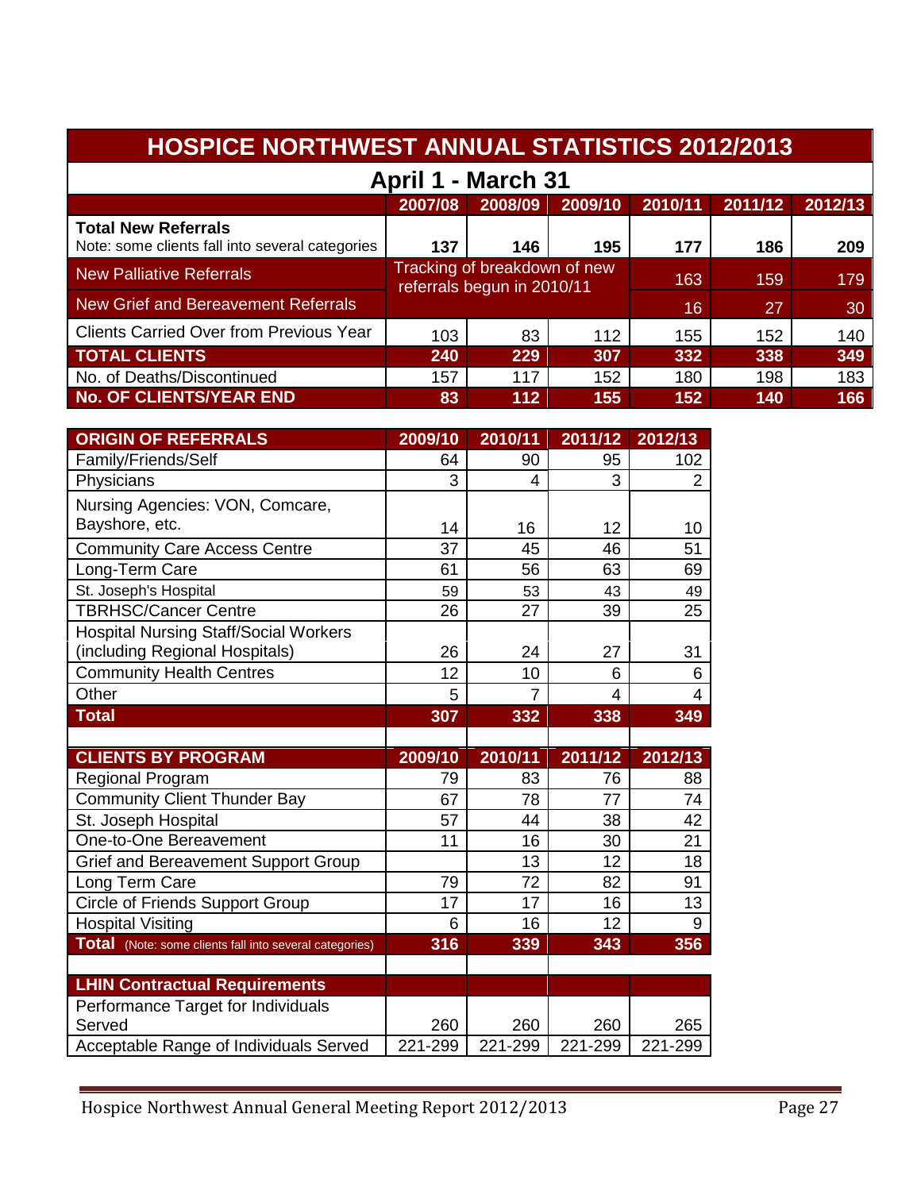# HOSPICE NORTHWEST ANNUAL STATISTICS 2012/2013

## April 1 - March 31

| | 2007/08 | 2008/09 | 2009/10 | 2010/11 | 2011/12 | 2012/13 |
|---|---|---|---|---|---|---|
| **Total New Referrals** Note: some clients fall into several categories | **137** | **146** | **195** | **177** | **186** | **209** |
| New Palliative Referrals | Tracking of breakdown of new referrals begun in 2010/11 | | | 163 | 159 | 179 |
| New Grief and Bereavement Referrals | | | | 16 | 27 | 30 |
| Clients Carried Over from Previous Year | 103 | 83 | 112 | 155 | 152 | 140 |
| **TOTAL CLIENTS** | **240** | **229** | **307** | **332** | **338** | **349** |
| No. of Deaths/Discontinued | 157 | 117 | 152 | 180 | 198 | 183 |
| **No. OF CLIENTS/YEAR END** | **83** | **112** | **155** | **152** | **140** | **166** |

| ORIGIN OF REFERRALS | 2009/10 | 2010/11 | 2011/12 | 2012/13 |
|---|---|---|---|---|
| Family/Friends/Self | 64 | 90 | 95 | 102 |
| Physicians | 3 | 4 | 3 | 2 |
| Nursing Agencies: VON, Comcare, Bayshore, etc. | 14 | 16 | 12 | 10 |
| Community Care Access Centre | 37 | 45 | 46 | 51 |
| Long-Term Care | 61 | 56 | 63 | 69 |
| St. Joseph's Hospital | 59 | 53 | 43 | 49 |
| TBRHSC/Cancer Centre | 26 | 27 | 39 | 25 |
| Hospital Nursing Staff/Social Workers (including Regional Hospitals) | 26 | 24 | 27 | 31 |
| Community Health Centres | 12 | 10 | 6 | 6 |
| Other | 5 | 7 | 4 | 4 |
| **Total** | **307** | **332** | **338** | **349** |

| CLIENTS BY PROGRAM | 2009/10 | 2010/11 | 2011/12 | 2012/13 |
|---|---|---|---|---|
| Regional Program | 79 | 83 | 76 | 88 |
| Community Client Thunder Bay | 67 | 78 | 77 | 74 |
| St. Joseph Hospital | 57 | 44 | 38 | 42 |
| One-to-One Bereavement | 11 | 16 | 30 | 21 |
| Grief and Bereavement Support Group | | 13 | 12 | 18 |
| Long Term Care | 79 | 72 | 82 | 91 |
| Circle of Friends Support Group | 17 | 17 | 16 | 13 |
| Hospital Visiting | 6 | 16 | 12 | 9 |
| **Total** (Note: some clients fall into several categories) | **316** | **339** | **343** | **356** |

| LHIN Contractual Requirements | | | | |
|---|---|---|---|---|
| Performance Target for Individuals Served | 260 | 260 | 260 | 265 |
| Acceptable Range of Individuals Served | 221-299 | 221-299 | 221-299 | 221-299 |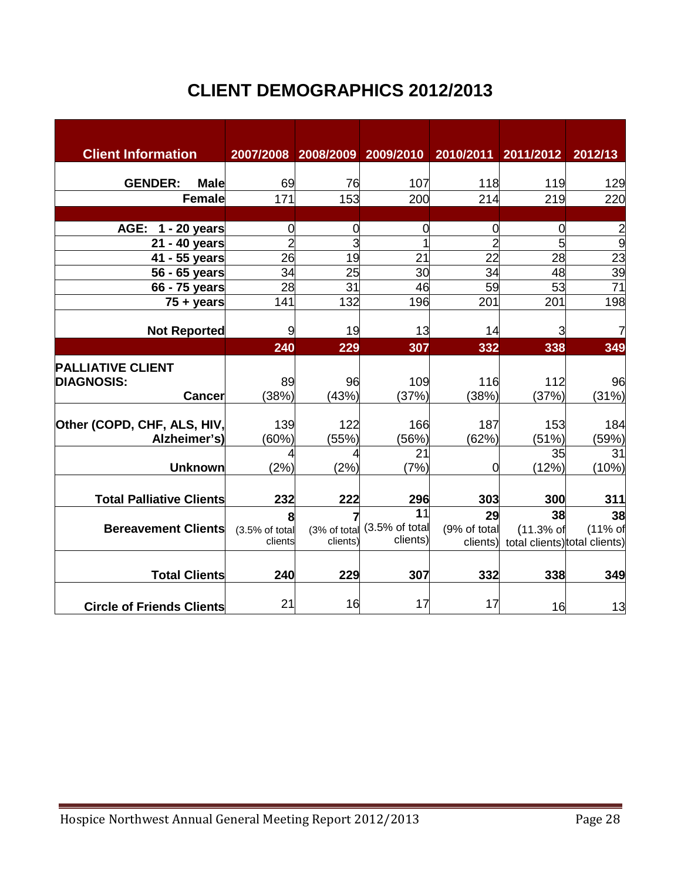# CLIENT DEMOGRAPHICS 2012/2013

| Client Information | 2007/2008 | 2008/2009 | 2009/2010 | 2010/2011 | 2011/2012 | 2012/13 |
|---|---|---|---|---|---|---|
| **GENDER: Male** | 69 | 76 | 107 | 118 | 119 | 129 |
| **Female** | 171 | 153 | 200 | 214 | 219 | 220 |
| | | | | | | |
| **AGE: 1 - 20 years** | 0 | 0 | 0 | 0 | 0 | 2 |
| **21 - 40 years** | 2 | 3 | 1 | 2 | 5 | 9 |
| **41 - 55 years** | 26 | 19 | 21 | 22 | 28 | 23 |
| **56 - 65 years** | 34 | 25 | 30 | 34 | 48 | 39 |
| **66 - 75 years** | 28 | 31 | 46 | 59 | 53 | 71 |
| **75 + years** | 141 | 132 | 196 | 201 | 201 | 198 |
| **Not Reported** | 9 | 19 | 13 | 14 | 3 | 7 |
| | **240** | **229** | **307** | **332** | **338** | **349** |
| **PALLIATIVE CLIENT DIAGNOSIS: Cancer** | 89 (38%) | 96 (43%) | 109 (37%) | 116 (38%) | 112 (37%) | 96 (31%) |
| **Other (COPD, CHF, ALS, HIV, Alzheimer's)** | 139 (60%) | 122 (55%) | 166 (56%) | 187 (62%) | 153 (51%) | 184 (59%) |
| **Unknown** | 4 (2%) | 4 (2%) | 21 (7%) | 0 | 35 (12%) | 31 (10%) |
| **Total Palliative Clients** | **232** | **222** | **296** | **303** | **300** | **311** |
| **Bereavement Clients** | **8** (3.5% of total clients | **7** (3% of total clients) | 11 (3.5% of total clients) | **29** (9% of total clients) | **38** (11.3% of total clients) | **38** (11% of total clients) |
| **Total Clients** | **240** | **229** | **307** | **332** | **338** | **349** |
| **Circle of Friends Clients** | 21 | 16 | 17 | 17 | 16 | 13 |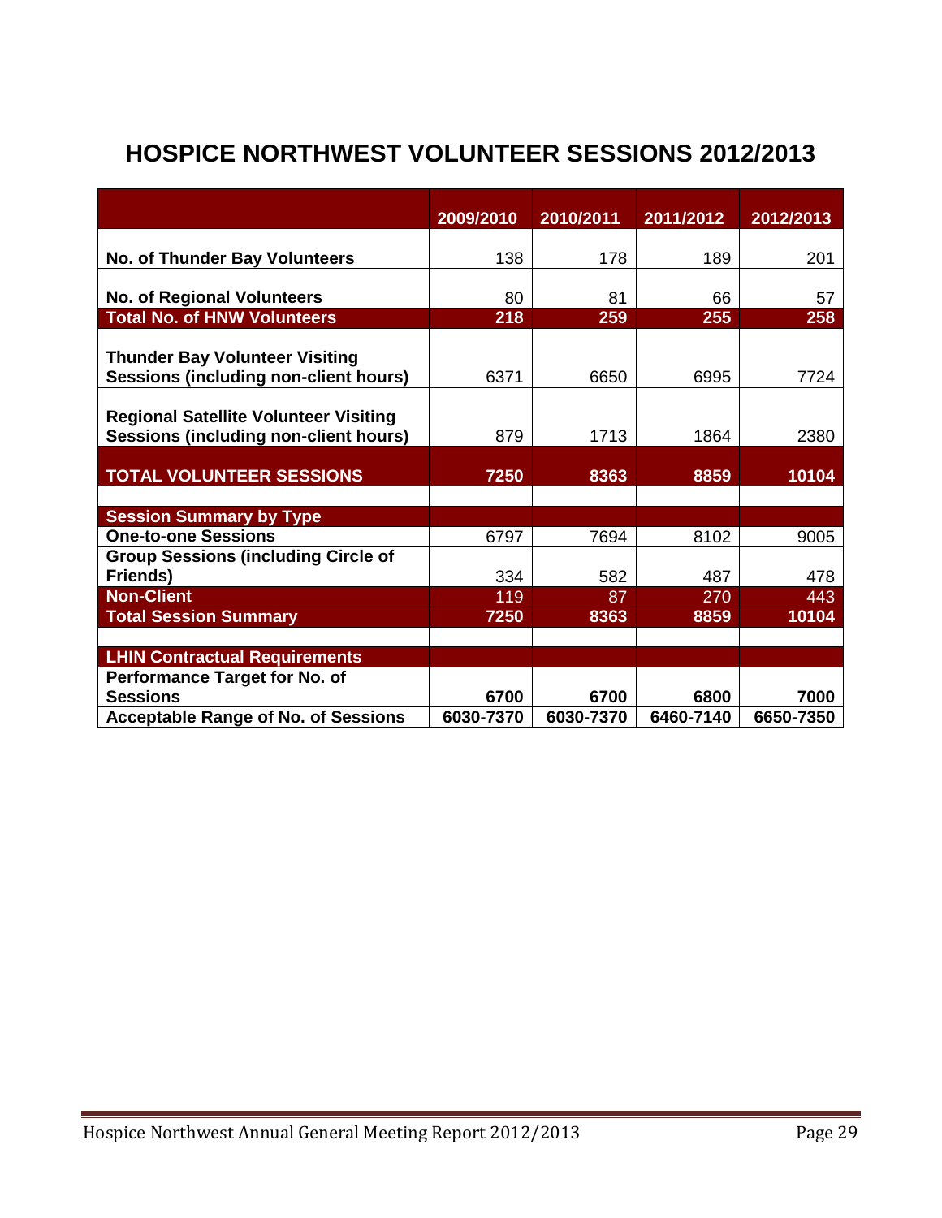# HOSPICE NORTHWEST VOLUNTEER SESSIONS 2012/2013

| | 2009/2010 | 2010/2011 | 2011/2012 | 2012/2013 |
|---|---|---|---|---|
| **No. of Thunder Bay Volunteers** | 138 | 178 | 189 | 201 |
| **No. of Regional Volunteers** | 80 | 81 | 66 | 57 |
| **Total No. of HNW Volunteers** | **218** | **259** | **255** | **258** |
| **Thunder Bay Volunteer Visiting Sessions (including non-client hours)** | 6371 | 6650 | 6995 | 7724 |
| **Regional Satellite Volunteer Visiting Sessions (including non-client hours)** | 879 | 1713 | 1864 | 2380 |
| **TOTAL VOLUNTEER SESSIONS** | **7250** | **8363** | **8859** | **10104** |
| | | | | |
| **Session Summary by Type** | | | | |
| **One-to-one Sessions** | 6797 | 7694 | 8102 | 9005 |
| **Group Sessions (including Circle of Friends)** | 334 | 582 | 487 | 478 |
| **Non-Client** | 119 | 87 | 270 | 443 |
| **Total Session Summary** | **7250** | **8363** | **8859** | **10104** |
| | | | | |
| **LHIN Contractual Requirements** | | | | |
| **Performance Target for No. of Sessions** | **6700** | **6700** | **6800** | **7000** |
| **Acceptable Range of No. of Sessions** | **6030-7370** | **6030-7370** | **6460-7140** | **6650-7350** |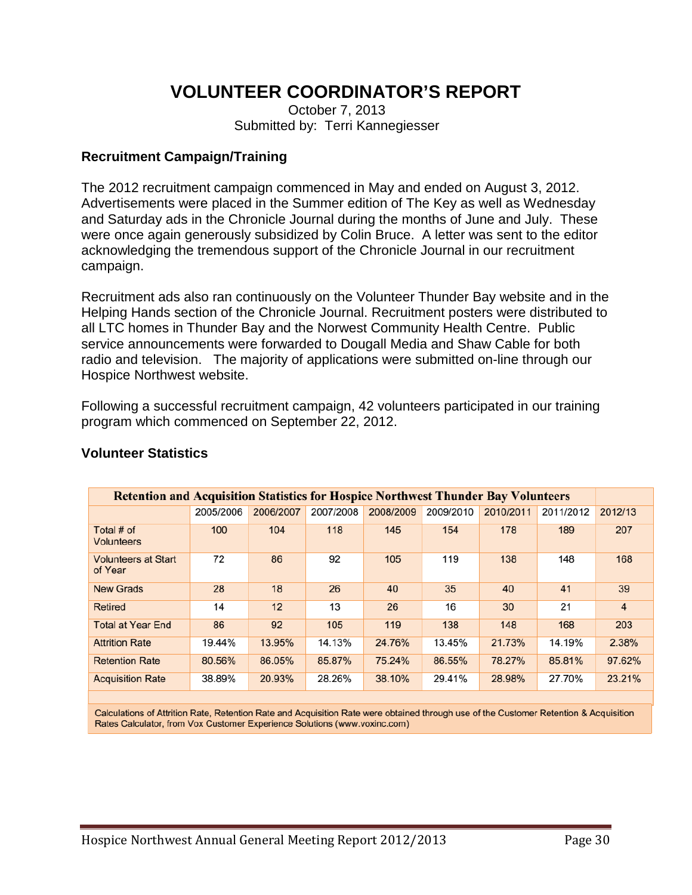# VOLUNTEER COORDINATOR'S REPORT

October 7, 2013
Submitted by: Terri Kannegiesser

### Recruitment Campaign/Training

The 2012 recruitment campaign commenced in May and ended on August 3, 2012. Advertisements were placed in the Summer edition of The Key as well as Wednesday and Saturday ads in the Chronicle Journal during the months of June and July. These were once again generously subsidized by Colin Bruce. A letter was sent to the editor acknowledging the tremendous support of the Chronicle Journal in our recruitment campaign.

Recruitment ads also ran continuously on the Volunteer Thunder Bay website and in the Helping Hands section of the Chronicle Journal. Recruitment posters were distributed to all LTC homes in Thunder Bay and the Norwest Community Health Centre. Public service announcements were forwarded to Dougall Media and Shaw Cable for both radio and television. The majority of applications were submitted on-line through our Hospice Northwest website.

Following a successful recruitment campaign, 42 volunteers participated in our training program which commenced on September 22, 2012.

### Volunteer Statistics

**Retention and Acquisition Statistics for Hospice Northwest Thunder Bay Volunteers**

| | 2005/2006 | 2006/2007 | 2007/2008 | 2008/2009 | 2009/2010 | 2010/2011 | 2011/2012 | 2012/13 |
|---|---|---|---|---|---|---|---|---|
| Total # of Volunteers | 100 | 104 | 118 | 145 | 154 | 178 | 189 | 207 |
| Volunteers at Start of Year | 72 | 86 | 92 | 105 | 119 | 138 | 148 | 168 |
| New Grads | 28 | 18 | 26 | 40 | 35 | 40 | 41 | 39 |
| Retired | 14 | 12 | 13 | 26 | 16 | 30 | 21 | 4 |
| Total at Year End | 86 | 92 | 105 | 119 | 138 | 148 | 168 | 203 |
| Attrition Rate | 19.44% | 13.95% | 14.13% | 24.76% | 13.45% | 21.73% | 14.19% | 2.38% |
| Retention Rate | 80.56% | 86.05% | 85.87% | 75.24% | 86.55% | 78.27% | 85.81% | 97.62% |
| Acquisition Rate | 38.89% | 20.93% | 28.26% | 38.10% | 29.41% | 28.98% | 27.70% | 23.21% |

Calculations of Attrition Rate, Retention Rate and Acquisition Rate were obtained through use of the Customer Retention & Acquisition Rates Calculator, from Vox Customer Experience Solutions (www.voxinc.com)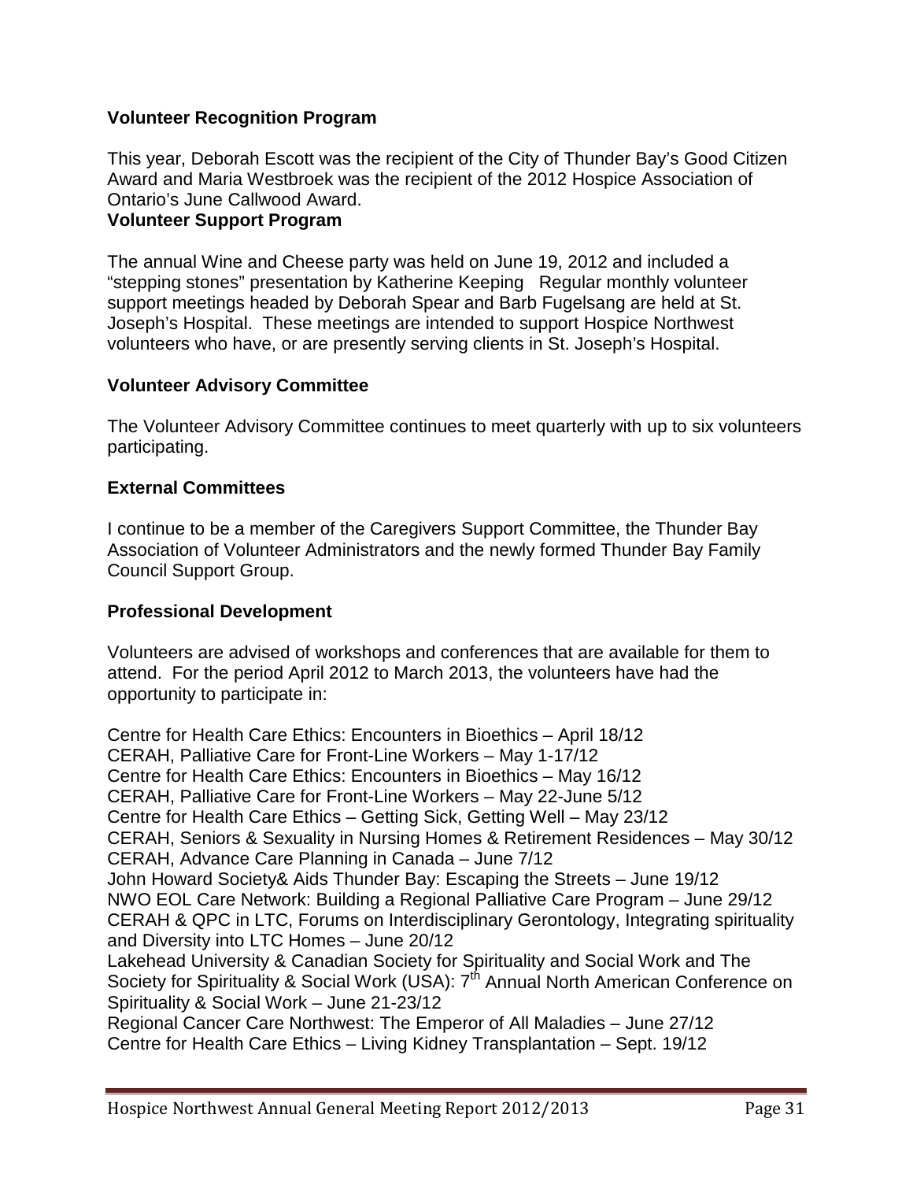**Volunteer Recognition Program**

This year, Deborah Escott was the recipient of the City of Thunder Bay's Good Citizen Award and Maria Westbroek was the recipient of the 2012 Hospice Association of Ontario's June Callwood Award.

**Volunteer Support Program**

The annual Wine and Cheese party was held on June 19, 2012 and included a "stepping stones" presentation by Katherine Keeping Regular monthly volunteer support meetings headed by Deborah Spear and Barb Fugelsang are held at St. Joseph's Hospital. These meetings are intended to support Hospice Northwest volunteers who have, or are presently serving clients in St. Joseph's Hospital.

**Volunteer Advisory Committee**

The Volunteer Advisory Committee continues to meet quarterly with up to six volunteers participating.

**External Committees**

I continue to be a member of the Caregivers Support Committee, the Thunder Bay Association of Volunteer Administrators and the newly formed Thunder Bay Family Council Support Group.

**Professional Development**

Volunteers are advised of workshops and conferences that are available for them to attend. For the period April 2012 to March 2013, the volunteers have had the opportunity to participate in:

Centre for Health Care Ethics: Encounters in Bioethics – April 18/12
CERAH, Palliative Care for Front-Line Workers – May 1-17/12
Centre for Health Care Ethics: Encounters in Bioethics – May 16/12
CERAH, Palliative Care for Front-Line Workers – May 22-June 5/12
Centre for Health Care Ethics – Getting Sick, Getting Well – May 23/12
CERAH, Seniors & Sexuality in Nursing Homes & Retirement Residences – May 30/12
CERAH, Advance Care Planning in Canada – June 7/12
John Howard Society& Aids Thunder Bay: Escaping the Streets – June 19/12
NWO EOL Care Network: Building a Regional Palliative Care Program – June 29/12
CERAH & QPC in LTC, Forums on Interdisciplinary Gerontology, Integrating spirituality and Diversity into LTC Homes – June 20/12
Lakehead University & Canadian Society for Spirituality and Social Work and The Society for Spirituality & Social Work (USA): 7th Annual North American Conference on Spirituality & Social Work – June 21-23/12
Regional Cancer Care Northwest: The Emperor of All Maladies – June 27/12
Centre for Health Care Ethics – Living Kidney Transplantation – Sept. 19/12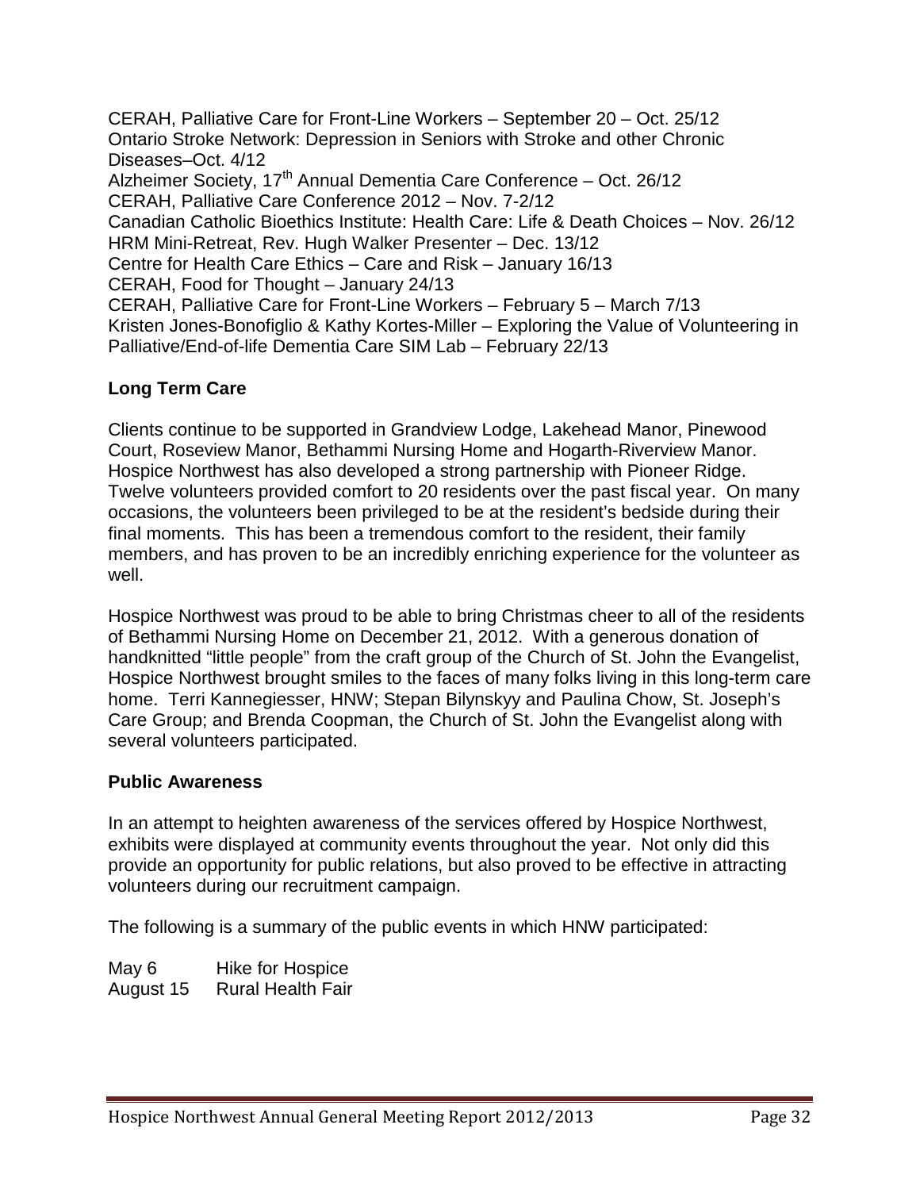CERAH, Palliative Care for Front-Line Workers – September 20 – Oct. 25/12
Ontario Stroke Network: Depression in Seniors with Stroke and other Chronic Diseases–Oct. 4/12
Alzheimer Society, 17th Annual Dementia Care Conference – Oct. 26/12
CERAH, Palliative Care Conference 2012 – Nov. 7-2/12
Canadian Catholic Bioethics Institute: Health Care: Life & Death Choices – Nov. 26/12
HRM Mini-Retreat, Rev. Hugh Walker Presenter – Dec. 13/12
Centre for Health Care Ethics – Care and Risk – January 16/13
CERAH, Food for Thought – January 24/13
CERAH, Palliative Care for Front-Line Workers – February 5 – March 7/13
Kristen Jones-Bonofiglio & Kathy Kortes-Miller – Exploring the Value of Volunteering in Palliative/End-of-life Dementia Care SIM Lab – February 22/13

**Long Term Care**

Clients continue to be supported in Grandview Lodge, Lakehead Manor, Pinewood Court, Roseview Manor, Bethammi Nursing Home and Hogarth-Riverview Manor. Hospice Northwest has also developed a strong partnership with Pioneer Ridge. Twelve volunteers provided comfort to 20 residents over the past fiscal year. On many occasions, the volunteers been privileged to be at the resident's bedside during their final moments. This has been a tremendous comfort to the resident, their family members, and has proven to be an incredibly enriching experience for the volunteer as well.

Hospice Northwest was proud to be able to bring Christmas cheer to all of the residents of Bethammi Nursing Home on December 21, 2012. With a generous donation of handknitted "little people" from the craft group of the Church of St. John the Evangelist, Hospice Northwest brought smiles to the faces of many folks living in this long-term care home. Terri Kannegiesser, HNW; Stepan Bilynskyy and Paulina Chow, St. Joseph's Care Group; and Brenda Coopman, the Church of St. John the Evangelist along with several volunteers participated.

**Public Awareness**

In an attempt to heighten awareness of the services offered by Hospice Northwest, exhibits were displayed at community events throughout the year. Not only did this provide an opportunity for public relations, but also proved to be effective in attracting volunteers during our recruitment campaign.

The following is a summary of the public events in which HNW participated:

May 6 Hike for Hospice
August 15 Rural Health Fair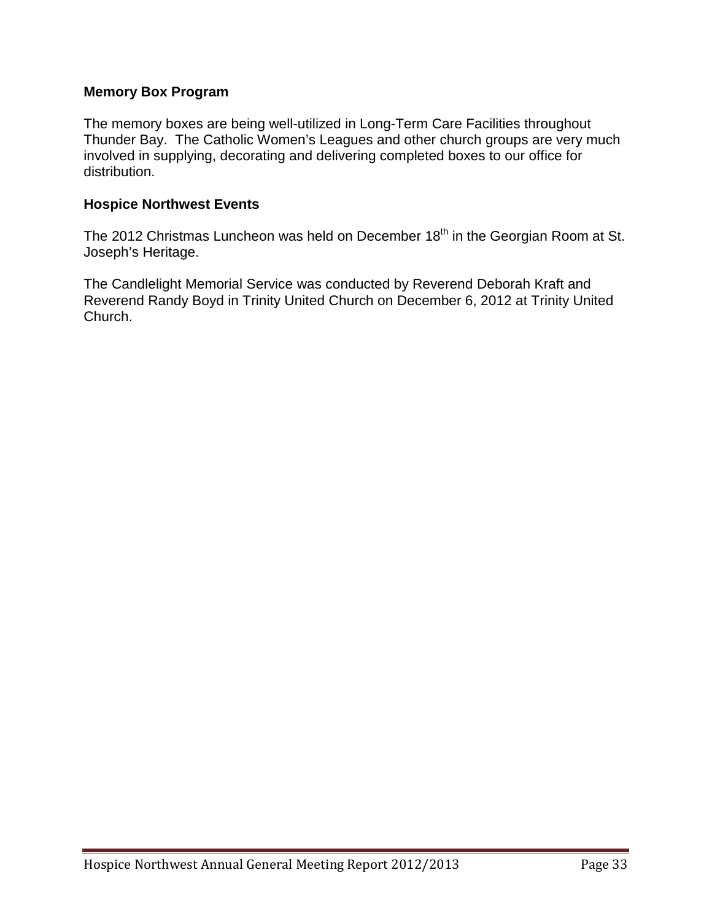**Memory Box Program**

The memory boxes are being well-utilized in Long-Term Care Facilities throughout Thunder Bay. The Catholic Women's Leagues and other church groups are very much involved in supplying, decorating and delivering completed boxes to our office for distribution.

**Hospice Northwest Events**

The 2012 Christmas Luncheon was held on December 18th in the Georgian Room at St. Joseph's Heritage.

The Candlelight Memorial Service was conducted by Reverend Deborah Kraft and Reverend Randy Boyd in Trinity United Church on December 6, 2012 at Trinity United Church.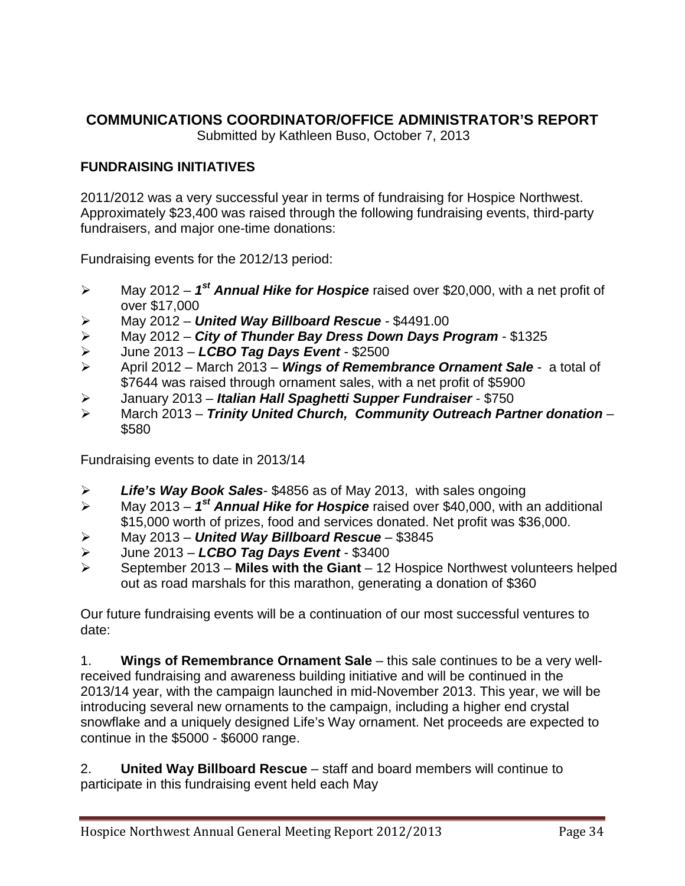## COMMUNICATIONS COORDINATOR/OFFICE ADMINISTRATOR'S REPORT

Submitted by Kathleen Buso, October 7, 2013

### FUNDRAISING INITIATIVES

2011/2012 was a very successful year in terms of fundraising for Hospice Northwest. Approximately $23,400 was raised through the following fundraising events, third-party fundraisers, and major one-time donations:

Fundraising events for the 2012/13 period:

- May 2012 – ***1st Annual Hike for Hospice*** raised over $20,000, with a net profit of over $17,000
- May 2012 – ***United Way Billboard Rescue*** - $4491.00
- May 2012 – ***City of Thunder Bay Dress Down Days Program*** - $1325
- June 2013 – ***LCBO Tag Days Event*** - $2500
- April 2012 – March 2013 – ***Wings of Remembrance Ornament Sale*** - a total of $7644 was raised through ornament sales, with a net profit of $5900
- January 2013 – ***Italian Hall Spaghetti Supper Fundraiser*** - $750
- March 2013 – ***Trinity United Church, Community Outreach Partner donation*** – $580

Fundraising events to date in 2013/14

- ***Life's Way Book Sales***- $4856 as of May 2013, with sales ongoing
- May 2013 – ***1st Annual Hike for Hospice*** raised over $40,000, with an additional $15,000 worth of prizes, food and services donated. Net profit was $36,000.
- May 2013 – ***United Way Billboard Rescue*** – $3845
- June 2013 – ***LCBO Tag Days Event*** - $3400
- September 2013 – **Miles with the Giant** – 12 Hospice Northwest volunteers helped out as road marshals for this marathon, generating a donation of $360

Our future fundraising events will be a continuation of our most successful ventures to date:

1. **Wings of Remembrance Ornament Sale** – this sale continues to be a very well-received fundraising and awareness building initiative and will be continued in the 2013/14 year, with the campaign launched in mid-November 2013. This year, we will be introducing several new ornaments to the campaign, including a higher end crystal snowflake and a uniquely designed Life's Way ornament. Net proceeds are expected to continue in the $5000 - $6000 range.

2. **United Way Billboard Rescue** – staff and board members will continue to participate in this fundraising event held each May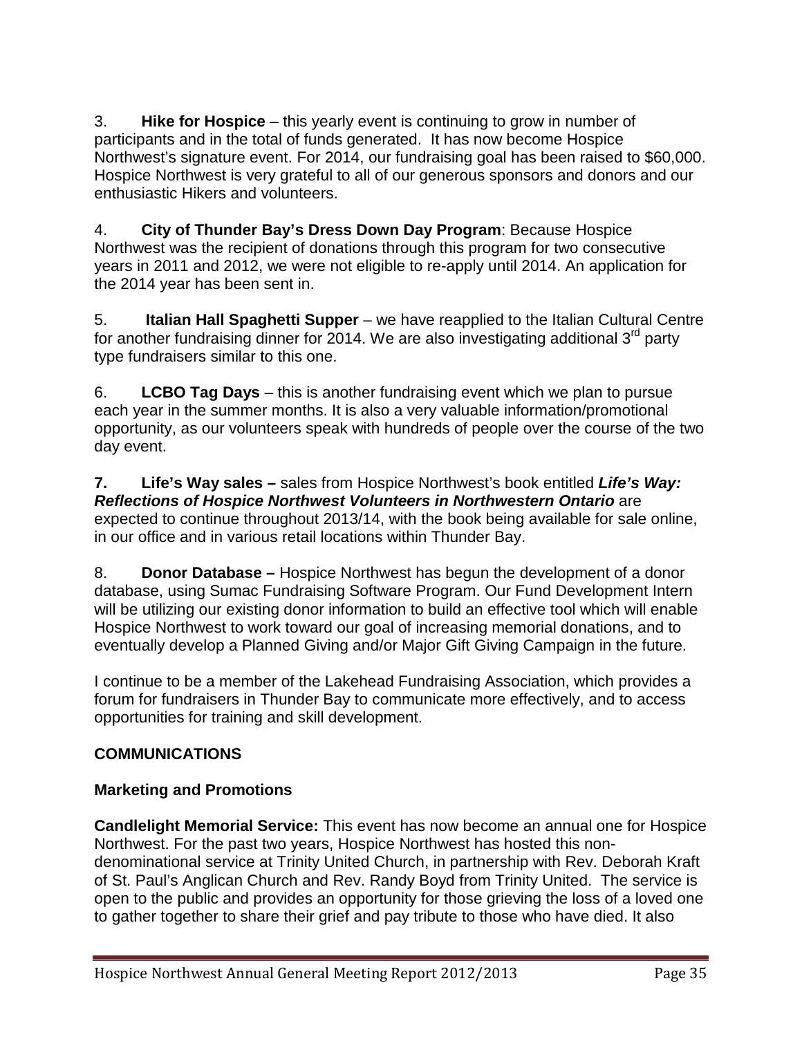3. **Hike for Hospice** – this yearly event is continuing to grow in number of participants and in the total of funds generated. It has now become Hospice Northwest's signature event. For 2014, our fundraising goal has been raised to $60,000. Hospice Northwest is very grateful to all of our generous sponsors and donors and our enthusiastic Hikers and volunteers.

4. **City of Thunder Bay's Dress Down Day Program**: Because Hospice Northwest was the recipient of donations through this program for two consecutive years in 2011 and 2012, we were not eligible to re-apply until 2014. An application for the 2014 year has been sent in.

5. **Italian Hall Spaghetti Supper** – we have reapplied to the Italian Cultural Centre for another fundraising dinner for 2014. We are also investigating additional 3rd party type fundraisers similar to this one.

6. **LCBO Tag Days** – this is another fundraising event which we plan to pursue each year in the summer months. It is also a very valuable information/promotional opportunity, as our volunteers speak with hundreds of people over the course of the two day event.

7. **Life's Way sales –** sales from Hospice Northwest's book entitled ***Life's Way: Reflections of Hospice Northwest Volunteers in Northwestern Ontario*** are expected to continue throughout 2013/14, with the book being available for sale online, in our office and in various retail locations within Thunder Bay.

8. **Donor Database –** Hospice Northwest has begun the development of a donor database, using Sumac Fundraising Software Program. Our Fund Development Intern will be utilizing our existing donor information to build an effective tool which will enable Hospice Northwest to work toward our goal of increasing memorial donations, and to eventually develop a Planned Giving and/or Major Gift Giving Campaign in the future.

I continue to be a member of the Lakehead Fundraising Association, which provides a forum for fundraisers in Thunder Bay to communicate more effectively, and to access opportunities for training and skill development.

## COMMUNICATIONS

### Marketing and Promotions

**Candlelight Memorial Service:** This event has now become an annual one for Hospice Northwest. For the past two years, Hospice Northwest has hosted this non-denominational service at Trinity United Church, in partnership with Rev. Deborah Kraft of St. Paul's Anglican Church and Rev. Randy Boyd from Trinity United. The service is open to the public and provides an opportunity for those grieving the loss of a loved one to gather together to share their grief and pay tribute to those who have died. It also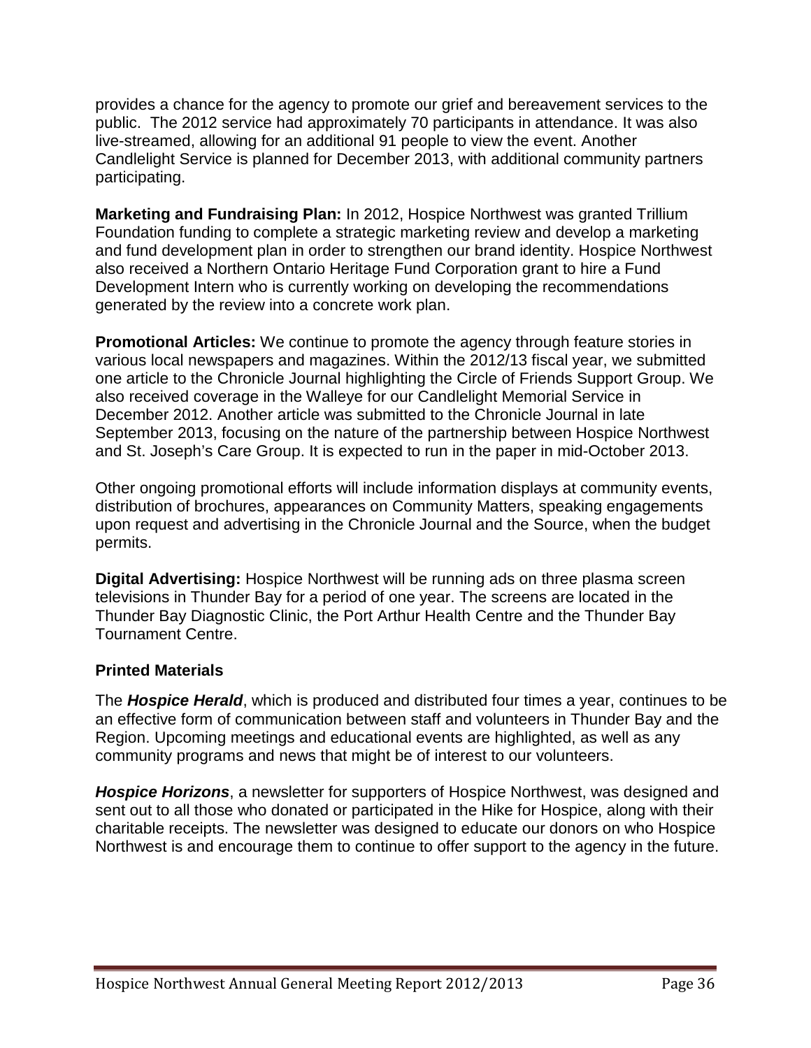provides a chance for the agency to promote our grief and bereavement services to the public. The 2012 service had approximately 70 participants in attendance. It was also live-streamed, allowing for an additional 91 people to view the event. Another Candlelight Service is planned for December 2013, with additional community partners participating.

**Marketing and Fundraising Plan:** In 2012, Hospice Northwest was granted Trillium Foundation funding to complete a strategic marketing review and develop a marketing and fund development plan in order to strengthen our brand identity. Hospice Northwest also received a Northern Ontario Heritage Fund Corporation grant to hire a Fund Development Intern who is currently working on developing the recommendations generated by the review into a concrete work plan.

**Promotional Articles:** We continue to promote the agency through feature stories in various local newspapers and magazines. Within the 2012/13 fiscal year, we submitted one article to the Chronicle Journal highlighting the Circle of Friends Support Group. We also received coverage in the Walleye for our Candlelight Memorial Service in December 2012. Another article was submitted to the Chronicle Journal in late September 2013, focusing on the nature of the partnership between Hospice Northwest and St. Joseph's Care Group. It is expected to run in the paper in mid-October 2013.

Other ongoing promotional efforts will include information displays at community events, distribution of brochures, appearances on Community Matters, speaking engagements upon request and advertising in the Chronicle Journal and the Source, when the budget permits.

**Digital Advertising:** Hospice Northwest will be running ads on three plasma screen televisions in Thunder Bay for a period of one year. The screens are located in the Thunder Bay Diagnostic Clinic, the Port Arthur Health Centre and the Thunder Bay Tournament Centre.

### Printed Materials

The ***Hospice Herald***, which is produced and distributed four times a year, continues to be an effective form of communication between staff and volunteers in Thunder Bay and the Region. Upcoming meetings and educational events are highlighted, as well as any community programs and news that might be of interest to our volunteers.

***Hospice Horizons***, a newsletter for supporters of Hospice Northwest, was designed and sent out to all those who donated or participated in the Hike for Hospice, along with their charitable receipts. The newsletter was designed to educate our donors on who Hospice Northwest is and encourage them to continue to offer support to the agency in the future.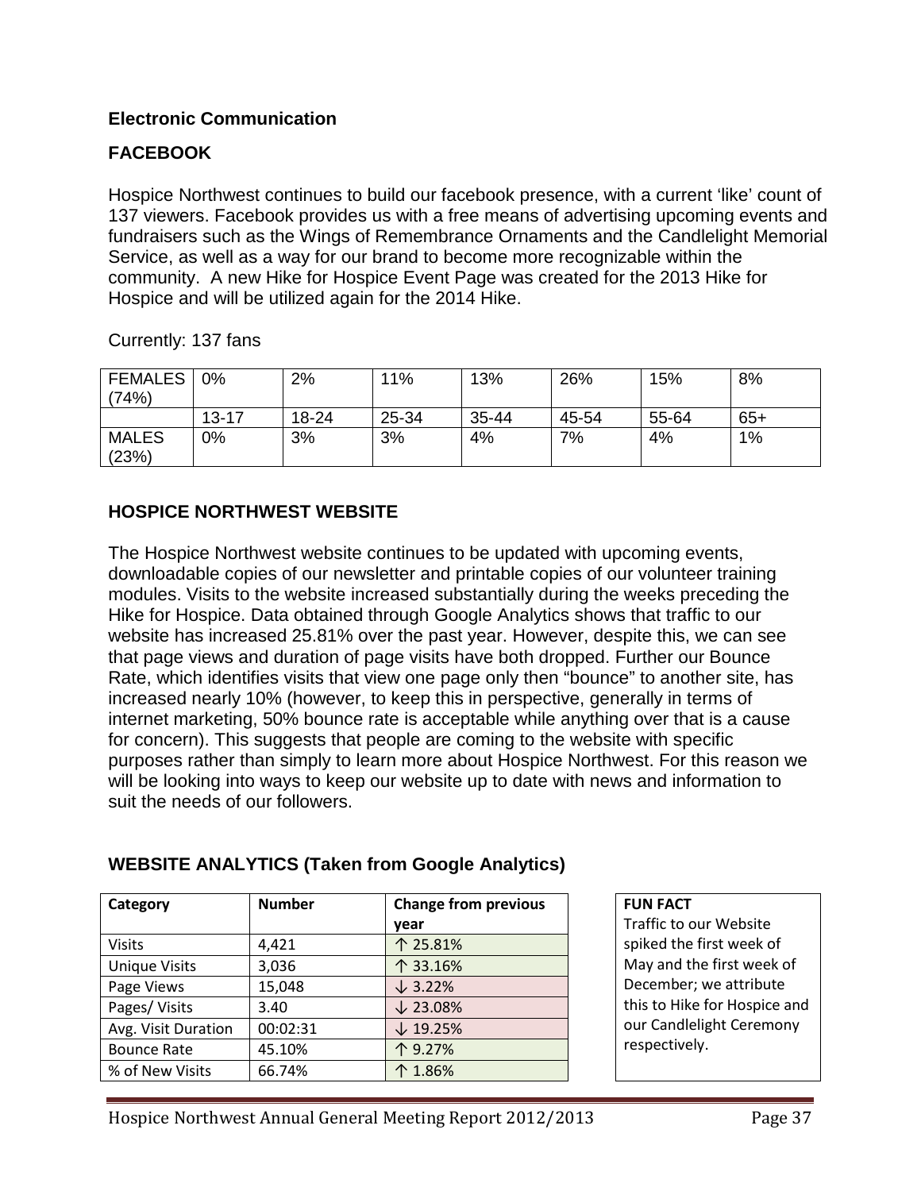## Electronic Communication

### FACEBOOK

Hospice Northwest continues to build our facebook presence, with a current 'like' count of 137 viewers. Facebook provides us with a free means of advertising upcoming events and fundraisers such as the Wings of Remembrance Ornaments and the Candlelight Memorial Service, as well as a way for our brand to become more recognizable within the community. A new Hike for Hospice Event Page was created for the 2013 Hike for Hospice and will be utilized again for the 2014 Hike.

Currently: 137 fans

| FEMALES (74%) | 0% | 2% | 11% | 13% | 26% | 15% | 8% |
|---|---|---|---|---|---|---|---|
| | 13-17 | 18-24 | 25-34 | 35-44 | 45-54 | 55-64 | 65+ |
| MALES (23%) | 0% | 3% | 3% | 4% | 7% | 4% | 1% |

### HOSPICE NORTHWEST WEBSITE

The Hospice Northwest website continues to be updated with upcoming events, downloadable copies of our newsletter and printable copies of our volunteer training modules. Visits to the website increased substantially during the weeks preceding the Hike for Hospice. Data obtained through Google Analytics shows that traffic to our website has increased 25.81% over the past year. However, despite this, we can see that page views and duration of page visits have both dropped. Further our Bounce Rate, which identifies visits that view one page only then "bounce" to another site, has increased nearly 10% (however, to keep this in perspective, generally in terms of internet marketing, 50% bounce rate is acceptable while anything over that is a cause for concern). This suggests that people are coming to the website with specific purposes rather than simply to learn more about Hospice Northwest. For this reason we will be looking into ways to keep our website up to date with news and information to suit the needs of our followers.

### WEBSITE ANALYTICS (Taken from Google Analytics)

| Category | Number | Change from previous year |
|---|---|---|
| Visits | 4,421 | ↑ 25.81% |
| Unique Visits | 3,036 | ↑ 33.16% |
| Page Views | 15,048 | ↓ 3.22% |
| Pages/ Visits | 3.40 | ↓ 23.08% |
| Avg. Visit Duration | 00:02:31 | ↓ 19.25% |
| Bounce Rate | 45.10% | ↑ 9.27% |
| % of New Visits | 66.74% | ↑ 1.86% |

**FUN FACT**
Traffic to our Website spiked the first week of May and the first week of December; we attribute this to Hike for Hospice and our Candlelight Ceremony respectively.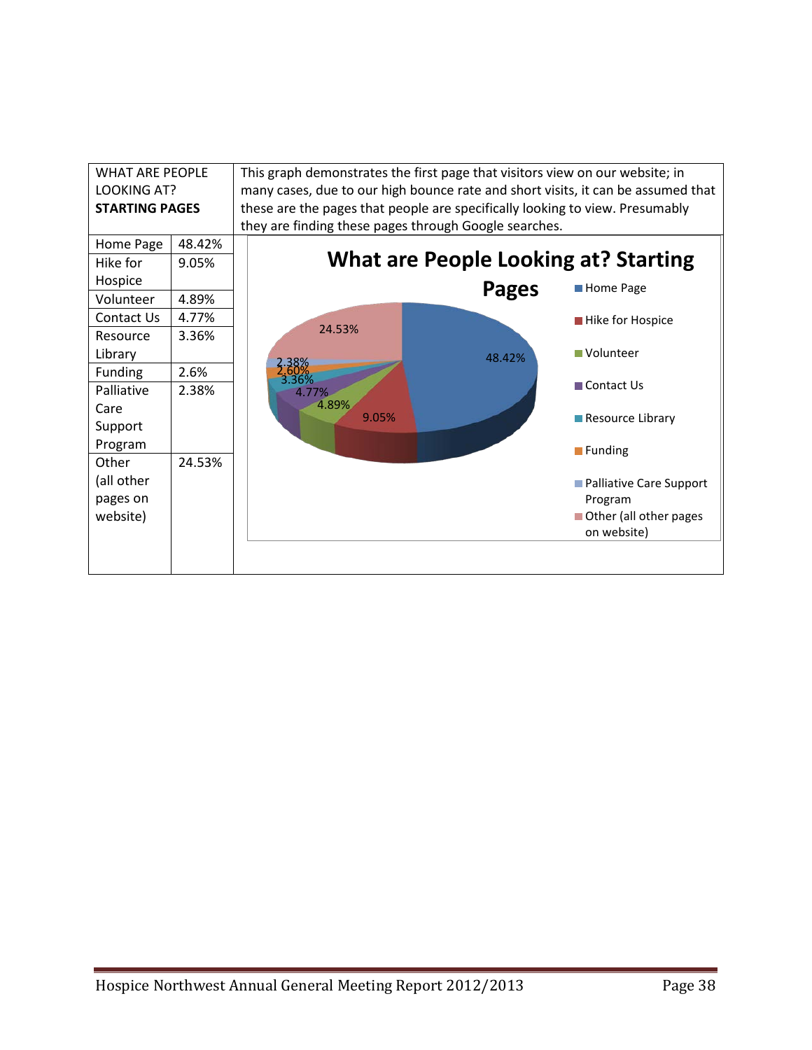WHAT ARE PEOPLE LOOKING AT?
**STARTING PAGES**

This graph demonstrates the first page that visitors view on our website; in many cases, due to our high bounce rate and short visits, it can be assumed that these are the pages that people are specifically looking to view. Presumably they are finding these pages through Google searches.

| Page | Percentage |
|---|---|
| Home Page | 48.42% |
| Hike for Hospice | 9.05% |
| Volunteer | 4.89% |
| Contact Us | 4.77% |
| Resource Library | 3.36% |
| Funding | 2.6% |
| Palliative Care Support Program | 2.38% |
| Other (all other pages on website) | 24.53% |

**What are People Looking at? Starting Pages**

- Home Page: 48.42%
- Hike for Hospice: 9.05%
- Volunteer: 4.89%
- Contact Us: 4.77%
- Resource Library: 3.36%
- Funding: 2.60%
- Palliative Care Support Program: 2.38%
- Other (all other pages on website): 24.53%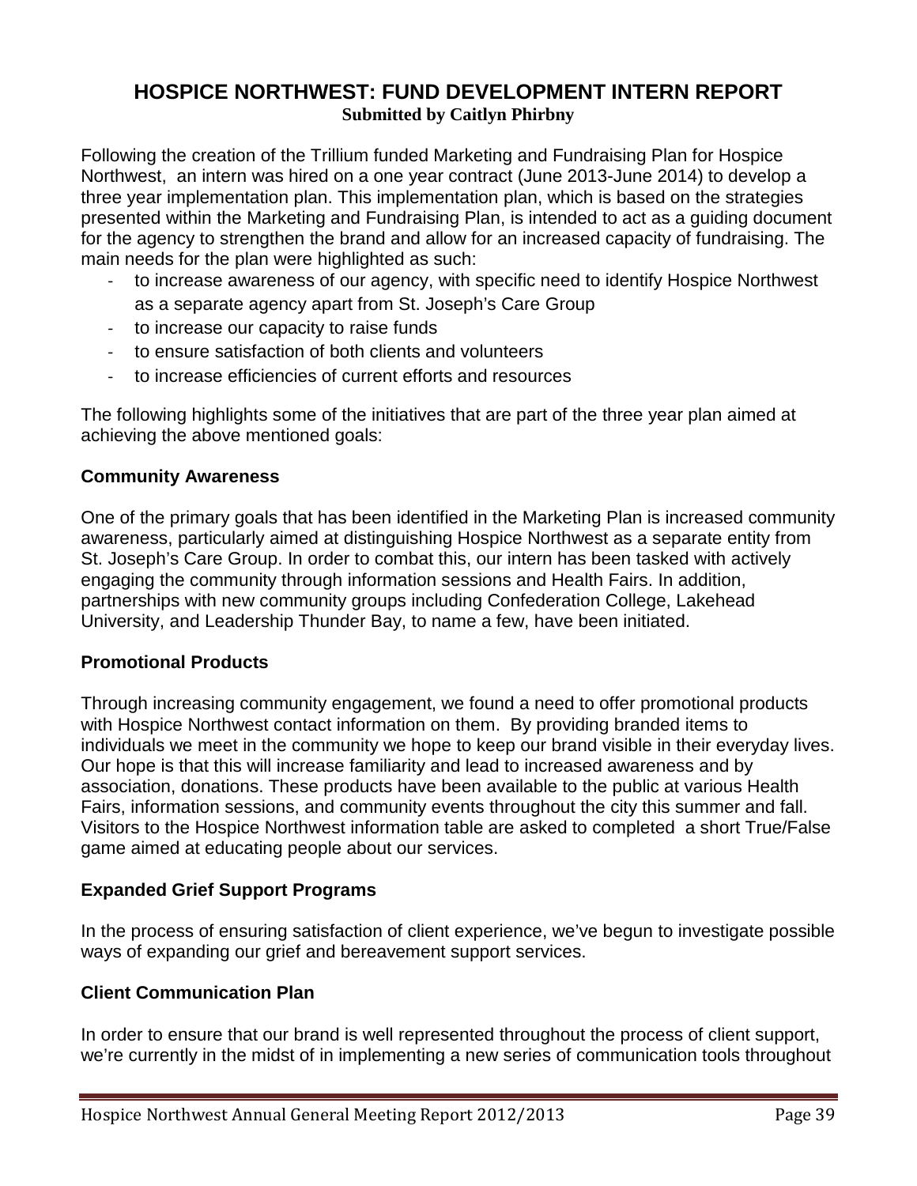## HOSPICE NORTHWEST: FUND DEVELOPMENT INTERN REPORT

**Submitted by Caitlyn Phirbny**

Following the creation of the Trillium funded Marketing and Fundraising Plan for Hospice Northwest, an intern was hired on a one year contract (June 2013-June 2014) to develop a three year implementation plan. This implementation plan, which is based on the strategies presented within the Marketing and Fundraising Plan, is intended to act as a guiding document for the agency to strengthen the brand and allow for an increased capacity of fundraising. The main needs for the plan were highlighted as such:

- to increase awareness of our agency, with specific need to identify Hospice Northwest as a separate agency apart from St. Joseph's Care Group
- to increase our capacity to raise funds
- to ensure satisfaction of both clients and volunteers
- to increase efficiencies of current efforts and resources

The following highlights some of the initiatives that are part of the three year plan aimed at achieving the above mentioned goals:

### Community Awareness

One of the primary goals that has been identified in the Marketing Plan is increased community awareness, particularly aimed at distinguishing Hospice Northwest as a separate entity from St. Joseph's Care Group. In order to combat this, our intern has been tasked with actively engaging the community through information sessions and Health Fairs. In addition, partnerships with new community groups including Confederation College, Lakehead University, and Leadership Thunder Bay, to name a few, have been initiated.

### Promotional Products

Through increasing community engagement, we found a need to offer promotional products with Hospice Northwest contact information on them. By providing branded items to individuals we meet in the community we hope to keep our brand visible in their everyday lives. Our hope is that this will increase familiarity and lead to increased awareness and by association, donations. These products have been available to the public at various Health Fairs, information sessions, and community events throughout the city this summer and fall. Visitors to the Hospice Northwest information table are asked to completed a short True/False game aimed at educating people about our services.

### Expanded Grief Support Programs

In the process of ensuring satisfaction of client experience, we've begun to investigate possible ways of expanding our grief and bereavement support services.

### Client Communication Plan

In order to ensure that our brand is well represented throughout the process of client support, we're currently in the midst of in implementing a new series of communication tools throughout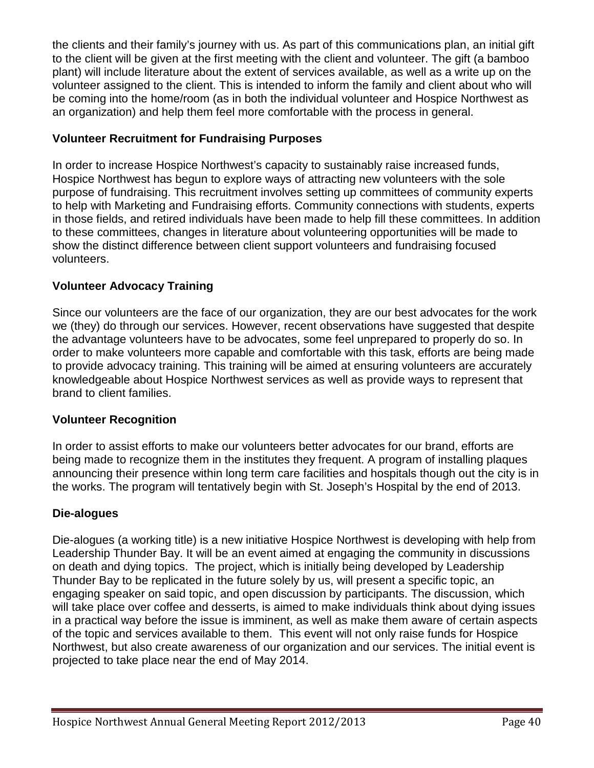the clients and their family's journey with us. As part of this communications plan, an initial gift to the client will be given at the first meeting with the client and volunteer. The gift (a bamboo plant) will include literature about the extent of services available, as well as a write up on the volunteer assigned to the client. This is intended to inform the family and client about who will be coming into the home/room (as in both the individual volunteer and Hospice Northwest as an organization) and help them feel more comfortable with the process in general.

**Volunteer Recruitment for Fundraising Purposes**

In order to increase Hospice Northwest's capacity to sustainably raise increased funds, Hospice Northwest has begun to explore ways of attracting new volunteers with the sole purpose of fundraising. This recruitment involves setting up committees of community experts to help with Marketing and Fundraising efforts. Community connections with students, experts in those fields, and retired individuals have been made to help fill these committees. In addition to these committees, changes in literature about volunteering opportunities will be made to show the distinct difference between client support volunteers and fundraising focused volunteers.

**Volunteer Advocacy Training**

Since our volunteers are the face of our organization, they are our best advocates for the work we (they) do through our services. However, recent observations have suggested that despite the advantage volunteers have to be advocates, some feel unprepared to properly do so. In order to make volunteers more capable and comfortable with this task, efforts are being made to provide advocacy training. This training will be aimed at ensuring volunteers are accurately knowledgeable about Hospice Northwest services as well as provide ways to represent that brand to client families.

**Volunteer Recognition**

In order to assist efforts to make our volunteers better advocates for our brand, efforts are being made to recognize them in the institutes they frequent. A program of installing plaques announcing their presence within long term care facilities and hospitals though out the city is in the works. The program will tentatively begin with St. Joseph's Hospital by the end of 2013.

**Die-alogues**

Die-alogues (a working title) is a new initiative Hospice Northwest is developing with help from Leadership Thunder Bay. It will be an event aimed at engaging the community in discussions on death and dying topics. The project, which is initially being developed by Leadership Thunder Bay to be replicated in the future solely by us, will present a specific topic, an engaging speaker on said topic, and open discussion by participants. The discussion, which will take place over coffee and desserts, is aimed to make individuals think about dying issues in a practical way before the issue is imminent, as well as make them aware of certain aspects of the topic and services available to them. This event will not only raise funds for Hospice Northwest, but also create awareness of our organization and our services. The initial event is projected to take place near the end of May 2014.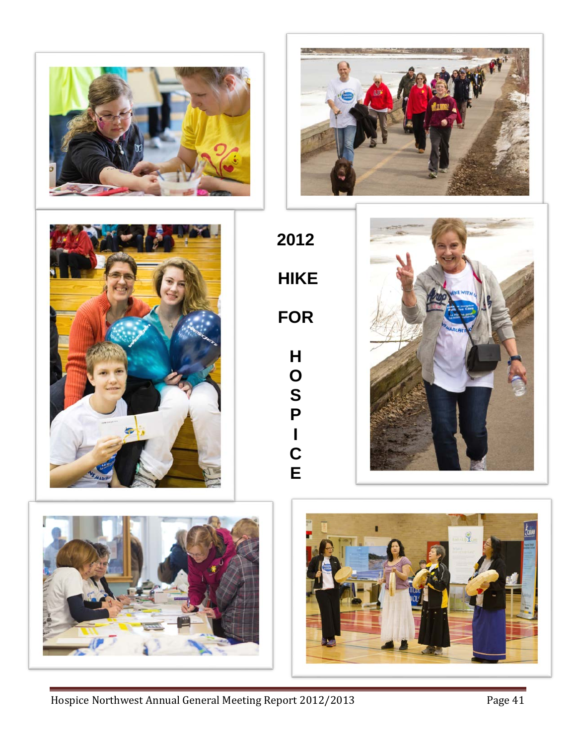2012

HIKE

FOR

HOSPICE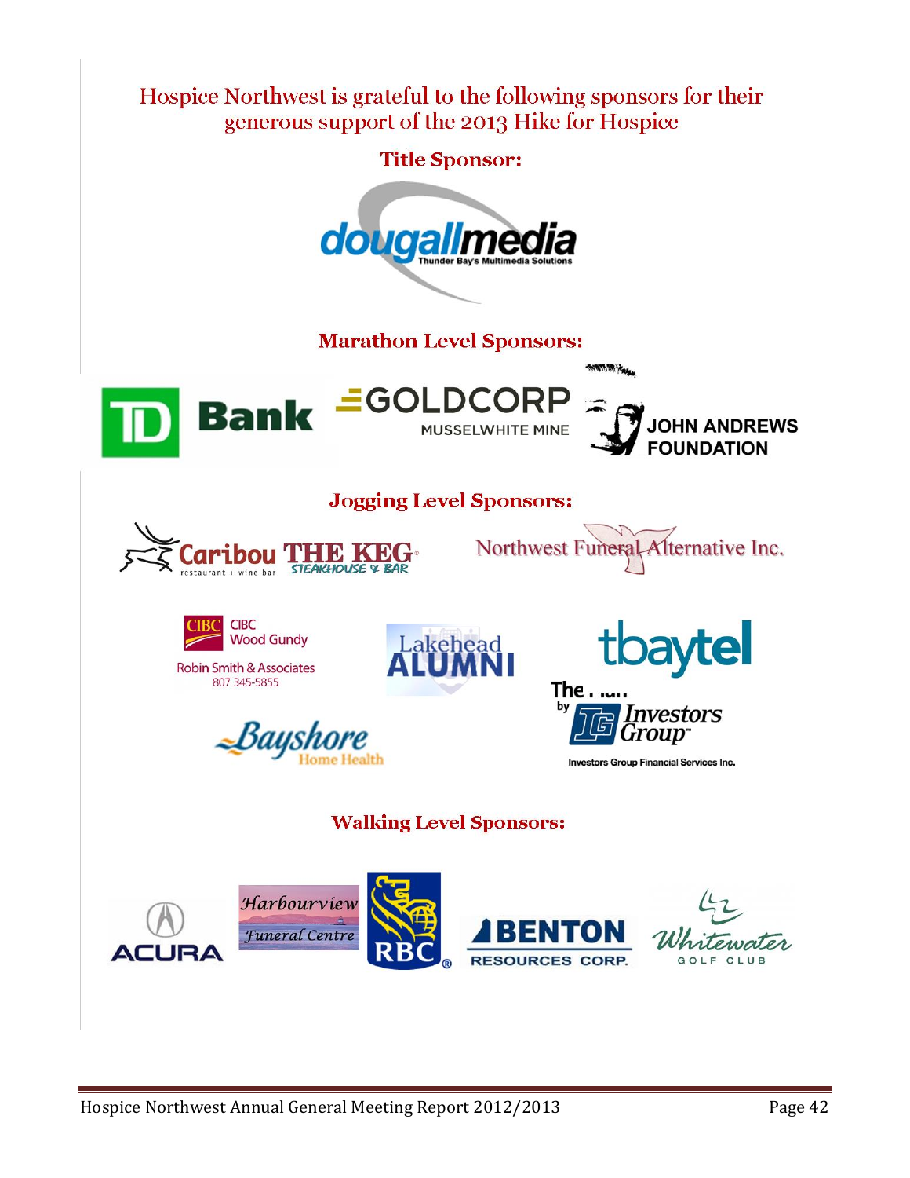Hospice Northwest is grateful to the following sponsors for their generous support of the 2013 Hike for Hospice

## Title Sponsor:

dougallmedia
Thunder Bay's Multimedia Solutions

## Marathon Level Sponsors:

TD Bank

GOLDCORP
MUSSELWHITE MINE

JOHN ANDREWS FOUNDATION

## Jogging Level Sponsors:

Caribou restaurant + wine bar

THE KEG STEAKHOUSE & BAR

Northwest Funeral Alternative Inc.

CIBC Wood Gundy
Robin Smith & Associates
807 345-5855

Lakehead ALUMNI

tbaytel

The Plan by Investors Group
Investors Group Financial Services Inc.

Bayshore Home Health

## Walking Level Sponsors:

ACURA

Harbourview Funeral Centre

RBC

BENTON RESOURCES CORP.

Whitewater GOLF CLUB